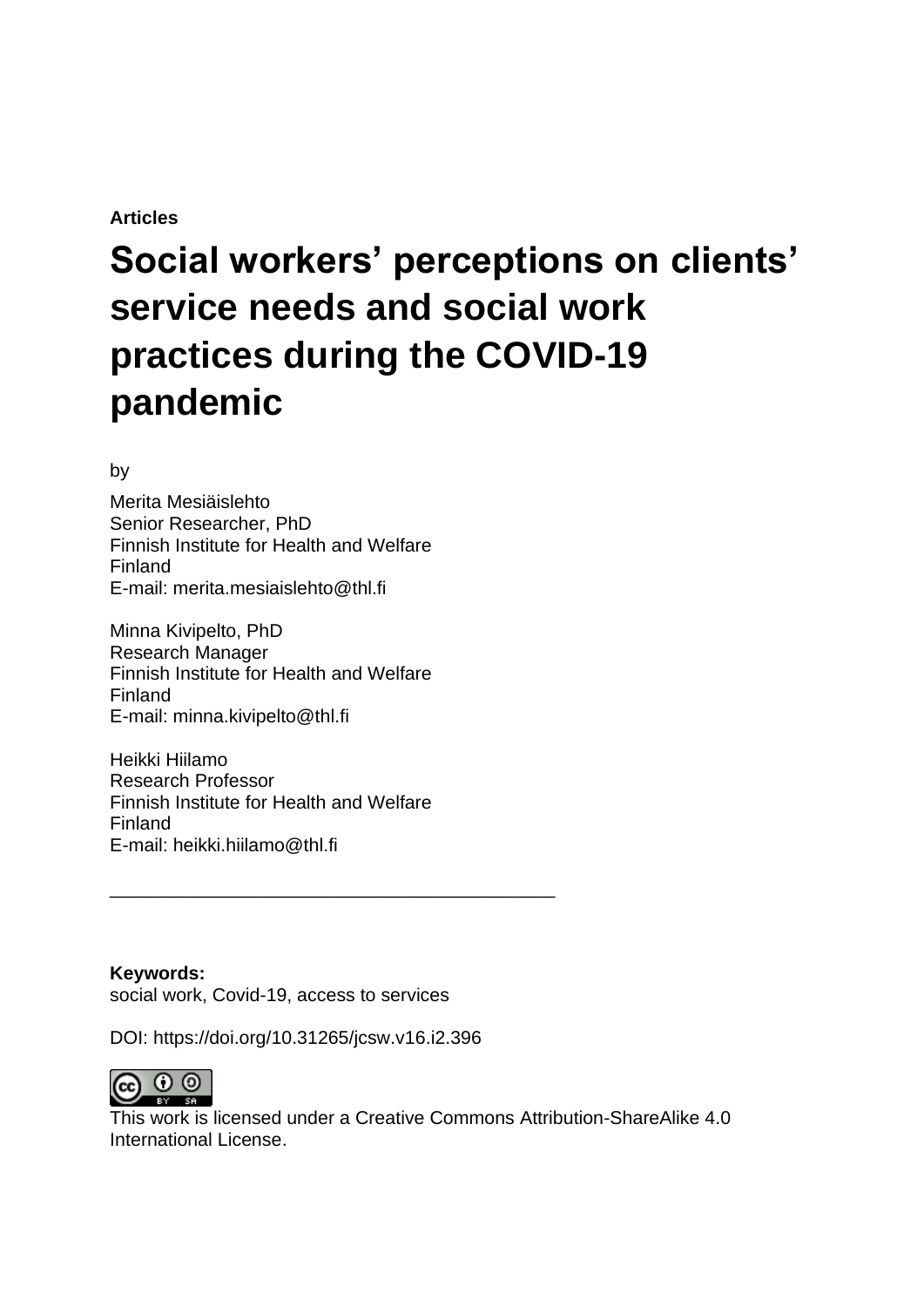**Articles**

# Social workers' perceptions on clients' service needs and social work practices during the COVID-19 pandemic

by

Merita Mesiäislehto
Senior Researcher, PhD
Finnish Institute for Health and Welfare
Finland
E-mail: merita.mesiaislehto@thl.fi

Minna Kivipelto, PhD
Research Manager
Finnish Institute for Health and Welfare
Finland
E-mail: minna.kivipelto@thl.fi

Heikki Hiilamo
Research Professor
Finnish Institute for Health and Welfare
Finland
E-mail: heikki.hiilamo@thl.fi

---

**Keywords:**
social work, Covid-19, access to services

DOI: https://doi.org/10.31265/jcsw.v16.i2.396

This work is licensed under a Creative Commons Attribution-ShareAlike 4.0 International License.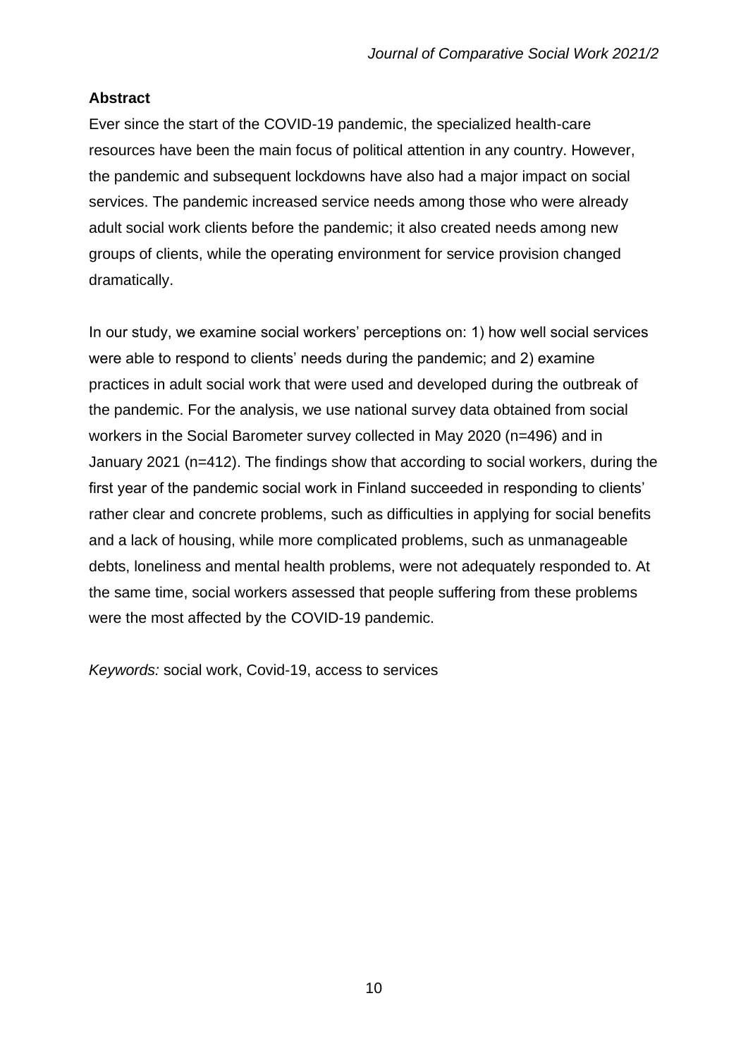**Abstract**

Ever since the start of the COVID-19 pandemic, the specialized health-care resources have been the main focus of political attention in any country. However, the pandemic and subsequent lockdowns have also had a major impact on social services. The pandemic increased service needs among those who were already adult social work clients before the pandemic; it also created needs among new groups of clients, while the operating environment for service provision changed dramatically.

In our study, we examine social workers' perceptions on: 1) how well social services were able to respond to clients' needs during the pandemic; and 2) examine practices in adult social work that were used and developed during the outbreak of the pandemic. For the analysis, we use national survey data obtained from social workers in the Social Barometer survey collected in May 2020 (n=496) and in January 2021 (n=412). The findings show that according to social workers, during the first year of the pandemic social work in Finland succeeded in responding to clients' rather clear and concrete problems, such as difficulties in applying for social benefits and a lack of housing, while more complicated problems, such as unmanageable debts, loneliness and mental health problems, were not adequately responded to. At the same time, social workers assessed that people suffering from these problems were the most affected by the COVID-19 pandemic.

*Keywords:* social work, Covid-19, access to services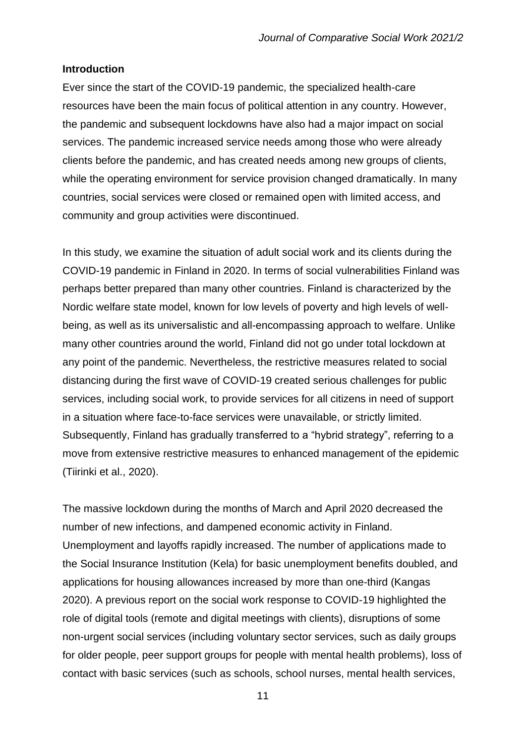**Introduction**

Ever since the start of the COVID-19 pandemic, the specialized health-care resources have been the main focus of political attention in any country. However, the pandemic and subsequent lockdowns have also had a major impact on social services. The pandemic increased service needs among those who were already clients before the pandemic, and has created needs among new groups of clients, while the operating environment for service provision changed dramatically. In many countries, social services were closed or remained open with limited access, and community and group activities were discontinued.

In this study, we examine the situation of adult social work and its clients during the COVID-19 pandemic in Finland in 2020. In terms of social vulnerabilities Finland was perhaps better prepared than many other countries. Finland is characterized by the Nordic welfare state model, known for low levels of poverty and high levels of well-being, as well as its universalistic and all-encompassing approach to welfare. Unlike many other countries around the world, Finland did not go under total lockdown at any point of the pandemic. Nevertheless, the restrictive measures related to social distancing during the first wave of COVID-19 created serious challenges for public services, including social work, to provide services for all citizens in need of support in a situation where face-to-face services were unavailable, or strictly limited. Subsequently, Finland has gradually transferred to a "hybrid strategy", referring to a move from extensive restrictive measures to enhanced management of the epidemic (Tiirinki et al., 2020).

The massive lockdown during the months of March and April 2020 decreased the number of new infections, and dampened economic activity in Finland. Unemployment and layoffs rapidly increased. The number of applications made to the Social Insurance Institution (Kela) for basic unemployment benefits doubled, and applications for housing allowances increased by more than one-third (Kangas 2020). A previous report on the social work response to COVID-19 highlighted the role of digital tools (remote and digital meetings with clients), disruptions of some non-urgent social services (including voluntary sector services, such as daily groups for older people, peer support groups for people with mental health problems), loss of contact with basic services (such as schools, school nurses, mental health services,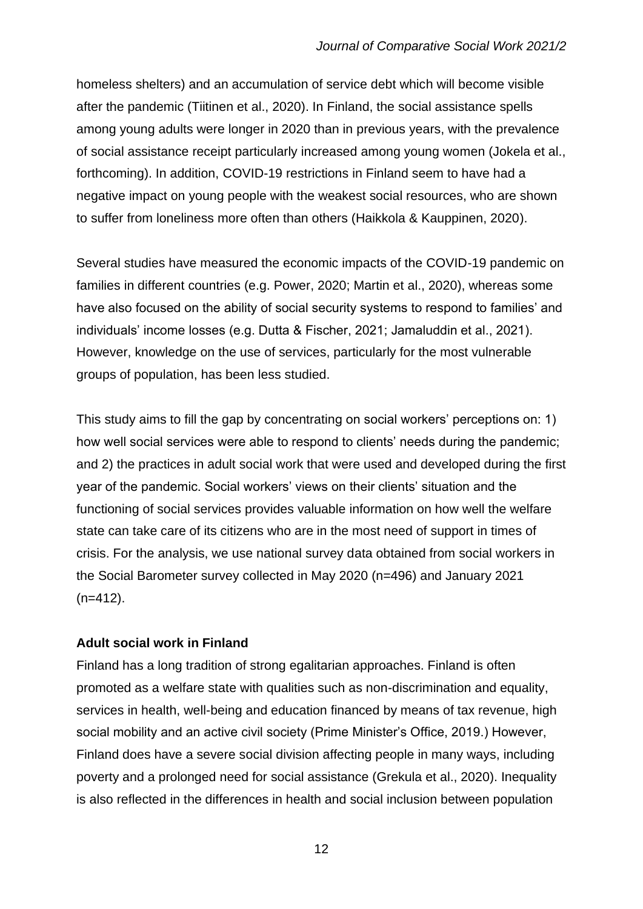homeless shelters) and an accumulation of service debt which will become visible after the pandemic (Tiitinen et al., 2020). In Finland, the social assistance spells among young adults were longer in 2020 than in previous years, with the prevalence of social assistance receipt particularly increased among young women (Jokela et al., forthcoming). In addition, COVID-19 restrictions in Finland seem to have had a negative impact on young people with the weakest social resources, who are shown to suffer from loneliness more often than others (Haikkola & Kauppinen, 2020).

Several studies have measured the economic impacts of the COVID-19 pandemic on families in different countries (e.g. Power, 2020; Martin et al., 2020), whereas some have also focused on the ability of social security systems to respond to families' and individuals' income losses (e.g. Dutta & Fischer, 2021; Jamaluddin et al., 2021). However, knowledge on the use of services, particularly for the most vulnerable groups of population, has been less studied.

This study aims to fill the gap by concentrating on social workers' perceptions on: 1) how well social services were able to respond to clients' needs during the pandemic; and 2) the practices in adult social work that were used and developed during the first year of the pandemic. Social workers' views on their clients' situation and the functioning of social services provides valuable information on how well the welfare state can take care of its citizens who are in the most need of support in times of crisis. For the analysis, we use national survey data obtained from social workers in the Social Barometer survey collected in May 2020 (n=496) and January 2021 (n=412).

**Adult social work in Finland**

Finland has a long tradition of strong egalitarian approaches. Finland is often promoted as a welfare state with qualities such as non-discrimination and equality, services in health, well-being and education financed by means of tax revenue, high social mobility and an active civil society (Prime Minister's Office, 2019.) However, Finland does have a severe social division affecting people in many ways, including poverty and a prolonged need for social assistance (Grekula et al., 2020). Inequality is also reflected in the differences in health and social inclusion between population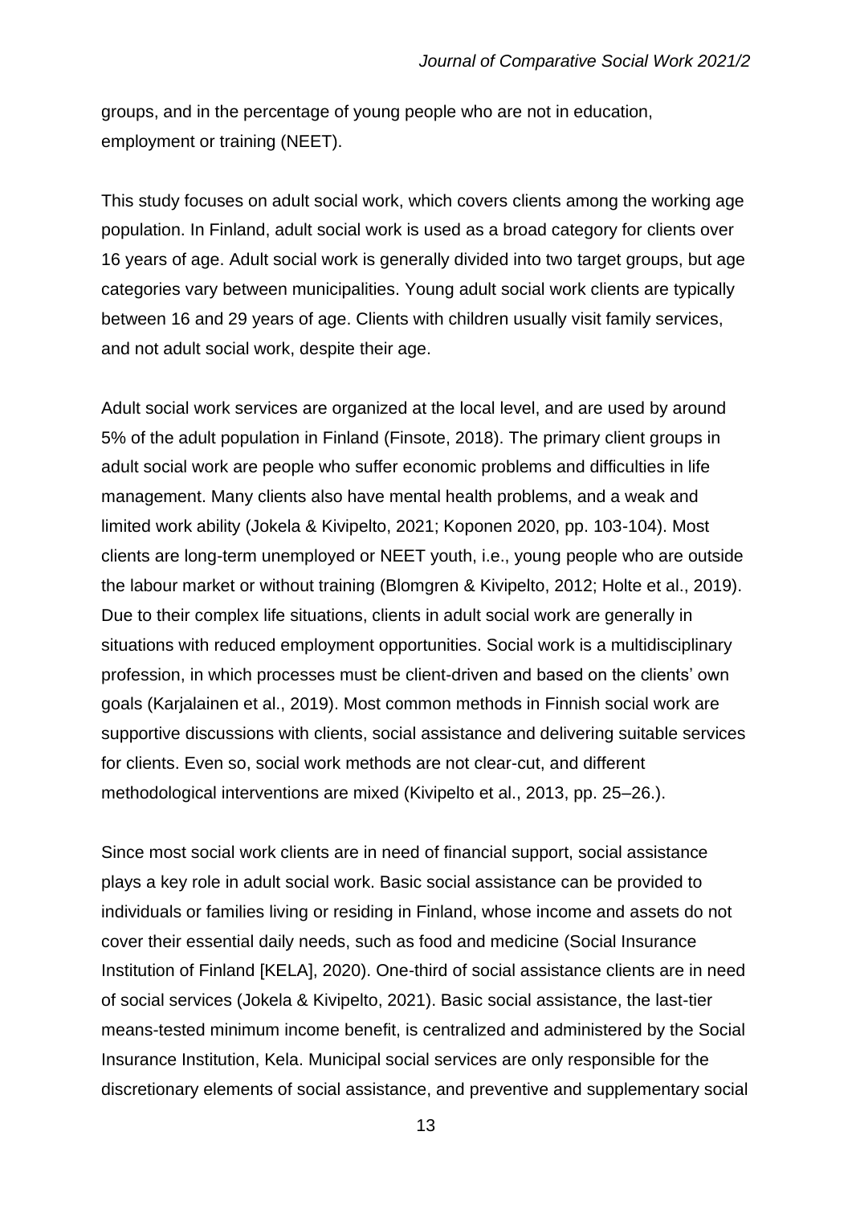groups, and in the percentage of young people who are not in education, employment or training (NEET).

This study focuses on adult social work, which covers clients among the working age population. In Finland, adult social work is used as a broad category for clients over 16 years of age. Adult social work is generally divided into two target groups, but age categories vary between municipalities. Young adult social work clients are typically between 16 and 29 years of age. Clients with children usually visit family services, and not adult social work, despite their age.

Adult social work services are organized at the local level, and are used by around 5% of the adult population in Finland (Finsote, 2018). The primary client groups in adult social work are people who suffer economic problems and difficulties in life management. Many clients also have mental health problems, and a weak and limited work ability (Jokela & Kivipelto, 2021; Koponen 2020, pp. 103-104). Most clients are long-term unemployed or NEET youth, i.e., young people who are outside the labour market or without training (Blomgren & Kivipelto, 2012; Holte et al., 2019). Due to their complex life situations, clients in adult social work are generally in situations with reduced employment opportunities. Social work is a multidisciplinary profession, in which processes must be client-driven and based on the clients' own goals (Karjalainen et al., 2019). Most common methods in Finnish social work are supportive discussions with clients, social assistance and delivering suitable services for clients. Even so, social work methods are not clear-cut, and different methodological interventions are mixed (Kivipelto et al., 2013, pp. 25–26.).

Since most social work clients are in need of financial support, social assistance plays a key role in adult social work. Basic social assistance can be provided to individuals or families living or residing in Finland, whose income and assets do not cover their essential daily needs, such as food and medicine (Social Insurance Institution of Finland [KELA], 2020). One-third of social assistance clients are in need of social services (Jokela & Kivipelto, 2021). Basic social assistance, the last-tier means-tested minimum income benefit, is centralized and administered by the Social Insurance Institution, Kela. Municipal social services are only responsible for the discretionary elements of social assistance, and preventive and supplementary social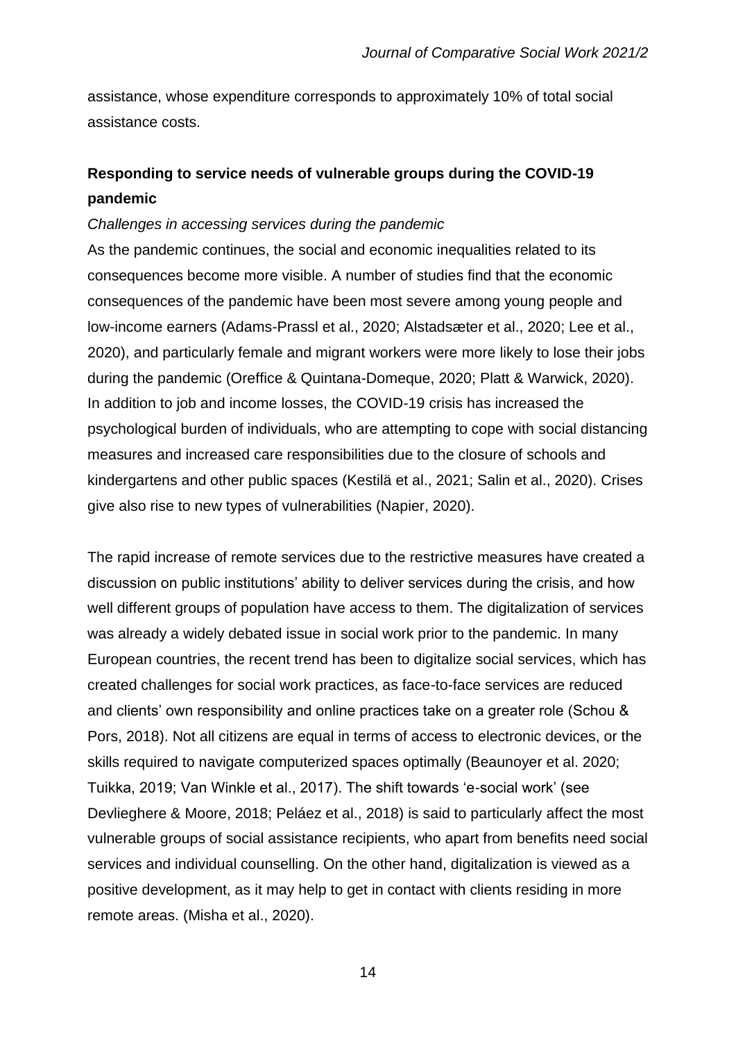assistance, whose expenditure corresponds to approximately 10% of total social assistance costs.

## Responding to service needs of vulnerable groups during the COVID-19 pandemic

*Challenges in accessing services during the pandemic*

As the pandemic continues, the social and economic inequalities related to its consequences become more visible. A number of studies find that the economic consequences of the pandemic have been most severe among young people and low-income earners (Adams-Prassl et al., 2020; Alstadsæter et al., 2020; Lee et al., 2020), and particularly female and migrant workers were more likely to lose their jobs during the pandemic (Oreffice & Quintana-Domeque, 2020; Platt & Warwick, 2020). In addition to job and income losses, the COVID-19 crisis has increased the psychological burden of individuals, who are attempting to cope with social distancing measures and increased care responsibilities due to the closure of schools and kindergartens and other public spaces (Kestilä et al., 2021; Salin et al., 2020). Crises give also rise to new types of vulnerabilities (Napier, 2020).

The rapid increase of remote services due to the restrictive measures have created a discussion on public institutions' ability to deliver services during the crisis, and how well different groups of population have access to them. The digitalization of services was already a widely debated issue in social work prior to the pandemic. In many European countries, the recent trend has been to digitalize social services, which has created challenges for social work practices, as face-to-face services are reduced and clients' own responsibility and online practices take on a greater role (Schou & Pors, 2018). Not all citizens are equal in terms of access to electronic devices, or the skills required to navigate computerized spaces optimally (Beaunoyer et al. 2020; Tuikka, 2019; Van Winkle et al., 2017). The shift towards 'e-social work' (see Devlieghere & Moore, 2018; Peláez et al., 2018) is said to particularly affect the most vulnerable groups of social assistance recipients, who apart from benefits need social services and individual counselling. On the other hand, digitalization is viewed as a positive development, as it may help to get in contact with clients residing in more remote areas. (Misha et al., 2020).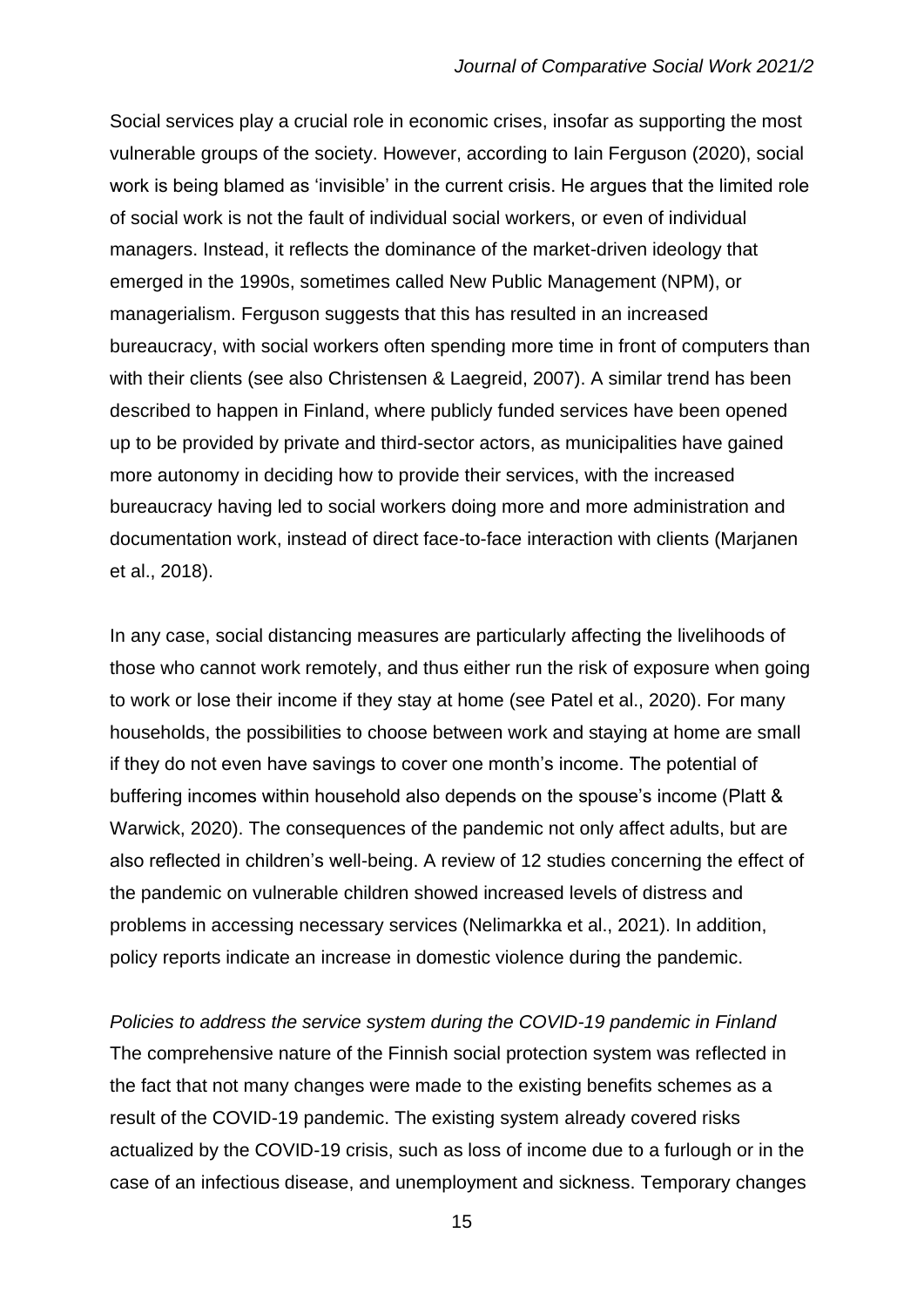Social services play a crucial role in economic crises, insofar as supporting the most vulnerable groups of the society. However, according to Iain Ferguson (2020), social work is being blamed as 'invisible' in the current crisis. He argues that the limited role of social work is not the fault of individual social workers, or even of individual managers. Instead, it reflects the dominance of the market-driven ideology that emerged in the 1990s, sometimes called New Public Management (NPM), or managerialism. Ferguson suggests that this has resulted in an increased bureaucracy, with social workers often spending more time in front of computers than with their clients (see also Christensen & Laegreid, 2007). A similar trend has been described to happen in Finland, where publicly funded services have been opened up to be provided by private and third-sector actors, as municipalities have gained more autonomy in deciding how to provide their services, with the increased bureaucracy having led to social workers doing more and more administration and documentation work, instead of direct face-to-face interaction with clients (Marjanen et al., 2018).

In any case, social distancing measures are particularly affecting the livelihoods of those who cannot work remotely, and thus either run the risk of exposure when going to work or lose their income if they stay at home (see Patel et al., 2020). For many households, the possibilities to choose between work and staying at home are small if they do not even have savings to cover one month's income. The potential of buffering incomes within household also depends on the spouse's income (Platt & Warwick, 2020). The consequences of the pandemic not only affect adults, but are also reflected in children's well-being. A review of 12 studies concerning the effect of the pandemic on vulnerable children showed increased levels of distress and problems in accessing necessary services (Nelimarkka et al., 2021). In addition, policy reports indicate an increase in domestic violence during the pandemic.

*Policies to address the service system during the COVID-19 pandemic in Finland*

The comprehensive nature of the Finnish social protection system was reflected in the fact that not many changes were made to the existing benefits schemes as a result of the COVID-19 pandemic. The existing system already covered risks actualized by the COVID-19 crisis, such as loss of income due to a furlough or in the case of an infectious disease, and unemployment and sickness. Temporary changes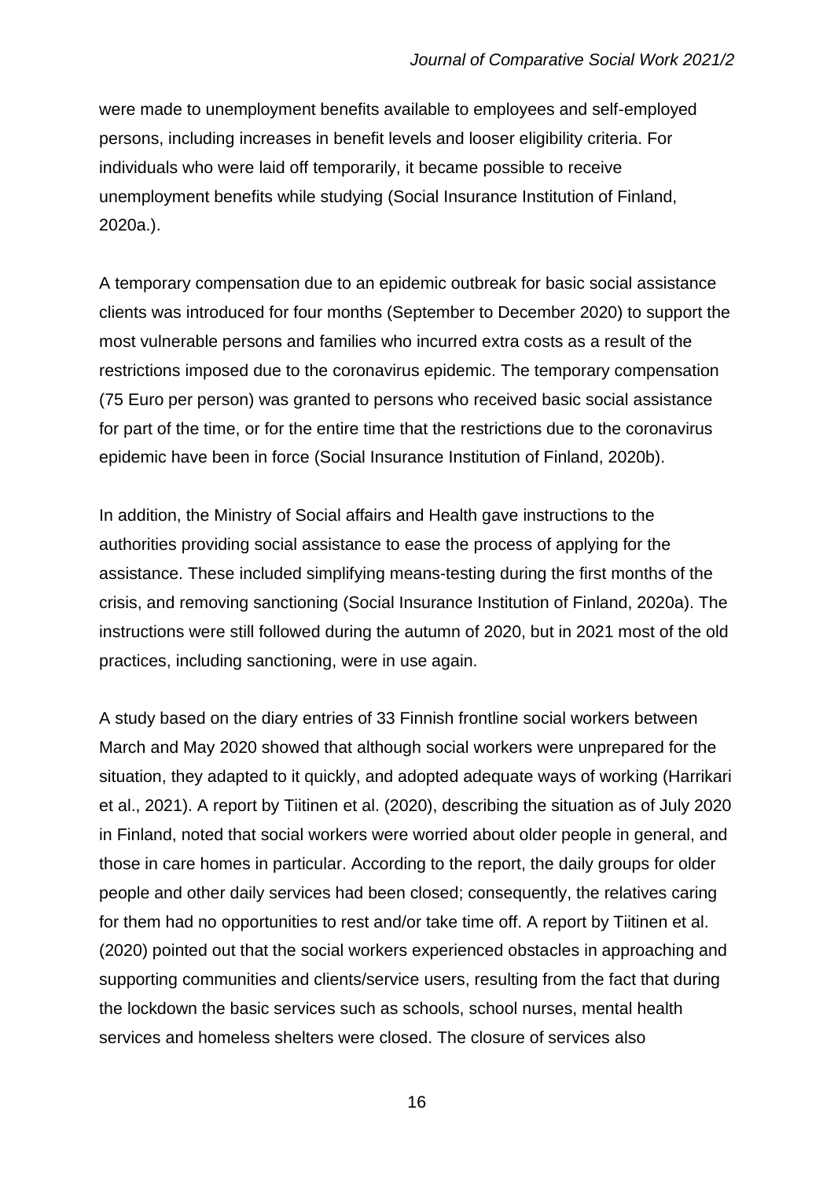were made to unemployment benefits available to employees and self-employed persons, including increases in benefit levels and looser eligibility criteria. For individuals who were laid off temporarily, it became possible to receive unemployment benefits while studying (Social Insurance Institution of Finland, 2020a.).

A temporary compensation due to an epidemic outbreak for basic social assistance clients was introduced for four months (September to December 2020) to support the most vulnerable persons and families who incurred extra costs as a result of the restrictions imposed due to the coronavirus epidemic. The temporary compensation (75 Euro per person) was granted to persons who received basic social assistance for part of the time, or for the entire time that the restrictions due to the coronavirus epidemic have been in force (Social Insurance Institution of Finland, 2020b).

In addition, the Ministry of Social affairs and Health gave instructions to the authorities providing social assistance to ease the process of applying for the assistance. These included simplifying means-testing during the first months of the crisis, and removing sanctioning (Social Insurance Institution of Finland, 2020a). The instructions were still followed during the autumn of 2020, but in 2021 most of the old practices, including sanctioning, were in use again.

A study based on the diary entries of 33 Finnish frontline social workers between March and May 2020 showed that although social workers were unprepared for the situation, they adapted to it quickly, and adopted adequate ways of working (Harrikari et al., 2021). A report by Tiitinen et al. (2020), describing the situation as of July 2020 in Finland, noted that social workers were worried about older people in general, and those in care homes in particular. According to the report, the daily groups for older people and other daily services had been closed; consequently, the relatives caring for them had no opportunities to rest and/or take time off. A report by Tiitinen et al. (2020) pointed out that the social workers experienced obstacles in approaching and supporting communities and clients/service users, resulting from the fact that during the lockdown the basic services such as schools, school nurses, mental health services and homeless shelters were closed. The closure of services also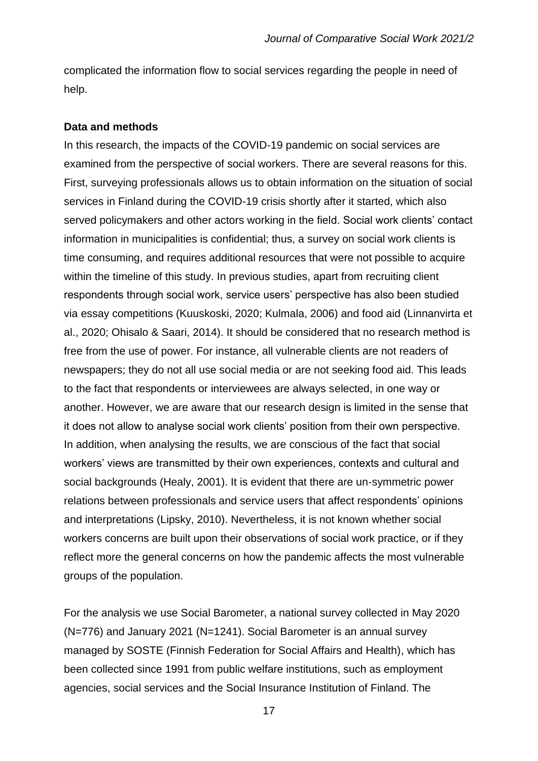complicated the information flow to social services regarding the people in need of help.

**Data and methods**

In this research, the impacts of the COVID-19 pandemic on social services are examined from the perspective of social workers. There are several reasons for this. First, surveying professionals allows us to obtain information on the situation of social services in Finland during the COVID-19 crisis shortly after it started, which also served policymakers and other actors working in the field. Social work clients' contact information in municipalities is confidential; thus, a survey on social work clients is time consuming, and requires additional resources that were not possible to acquire within the timeline of this study. In previous studies, apart from recruiting client respondents through social work, service users' perspective has also been studied via essay competitions (Kuuskoski, 2020; Kulmala, 2006) and food aid (Linnanvirta et al., 2020; Ohisalo & Saari, 2014). It should be considered that no research method is free from the use of power. For instance, all vulnerable clients are not readers of newspapers; they do not all use social media or are not seeking food aid. This leads to the fact that respondents or interviewees are always selected, in one way or another. However, we are aware that our research design is limited in the sense that it does not allow to analyse social work clients' position from their own perspective. In addition, when analysing the results, we are conscious of the fact that social workers' views are transmitted by their own experiences, contexts and cultural and social backgrounds (Healy, 2001). It is evident that there are un-symmetric power relations between professionals and service users that affect respondents' opinions and interpretations (Lipsky, 2010). Nevertheless, it is not known whether social workers concerns are built upon their observations of social work practice, or if they reflect more the general concerns on how the pandemic affects the most vulnerable groups of the population.

For the analysis we use Social Barometer, a national survey collected in May 2020 (N=776) and January 2021 (N=1241). Social Barometer is an annual survey managed by SOSTE (Finnish Federation for Social Affairs and Health), which has been collected since 1991 from public welfare institutions, such as employment agencies, social services and the Social Insurance Institution of Finland. The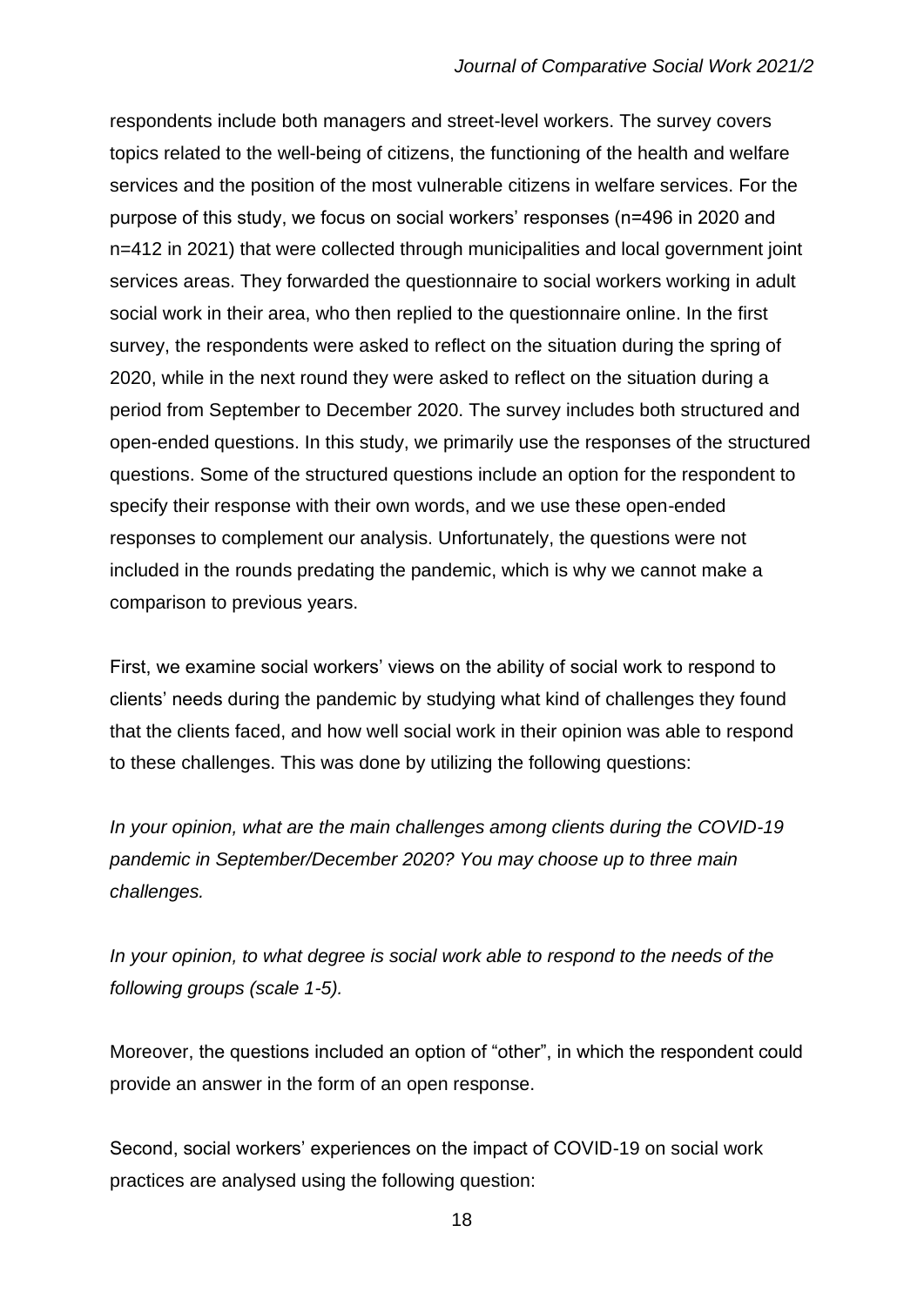respondents include both managers and street-level workers. The survey covers topics related to the well-being of citizens, the functioning of the health and welfare services and the position of the most vulnerable citizens in welfare services. For the purpose of this study, we focus on social workers' responses (n=496 in 2020 and n=412 in 2021) that were collected through municipalities and local government joint services areas. They forwarded the questionnaire to social workers working in adult social work in their area, who then replied to the questionnaire online. In the first survey, the respondents were asked to reflect on the situation during the spring of 2020, while in the next round they were asked to reflect on the situation during a period from September to December 2020. The survey includes both structured and open-ended questions. In this study, we primarily use the responses of the structured questions. Some of the structured questions include an option for the respondent to specify their response with their own words, and we use these open-ended responses to complement our analysis. Unfortunately, the questions were not included in the rounds predating the pandemic, which is why we cannot make a comparison to previous years.

First, we examine social workers' views on the ability of social work to respond to clients' needs during the pandemic by studying what kind of challenges they found that the clients faced, and how well social work in their opinion was able to respond to these challenges. This was done by utilizing the following questions:

*In your opinion, what are the main challenges among clients during the COVID-19 pandemic in September/December 2020? You may choose up to three main challenges.*

*In your opinion, to what degree is social work able to respond to the needs of the following groups (scale 1-5).*

Moreover, the questions included an option of "other", in which the respondent could provide an answer in the form of an open response.

Second, social workers' experiences on the impact of COVID-19 on social work practices are analysed using the following question: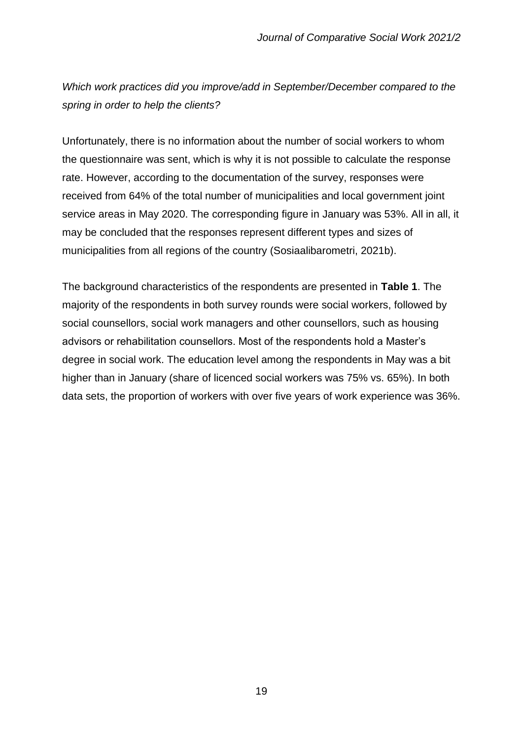*Which work practices did you improve/add in September/December compared to the spring in order to help the clients?*

Unfortunately, there is no information about the number of social workers to whom the questionnaire was sent, which is why it is not possible to calculate the response rate. However, according to the documentation of the survey, responses were received from 64% of the total number of municipalities and local government joint service areas in May 2020. The corresponding figure in January was 53%. All in all, it may be concluded that the responses represent different types and sizes of municipalities from all regions of the country (Sosiaalibarometri, 2021b).

The background characteristics of the respondents are presented in **Table 1**. The majority of the respondents in both survey rounds were social workers, followed by social counsellors, social work managers and other counsellors, such as housing advisors or rehabilitation counsellors. Most of the respondents hold a Master's degree in social work. The education level among the respondents in May was a bit higher than in January (share of licenced social workers was 75% vs. 65%). In both data sets, the proportion of workers with over five years of work experience was 36%.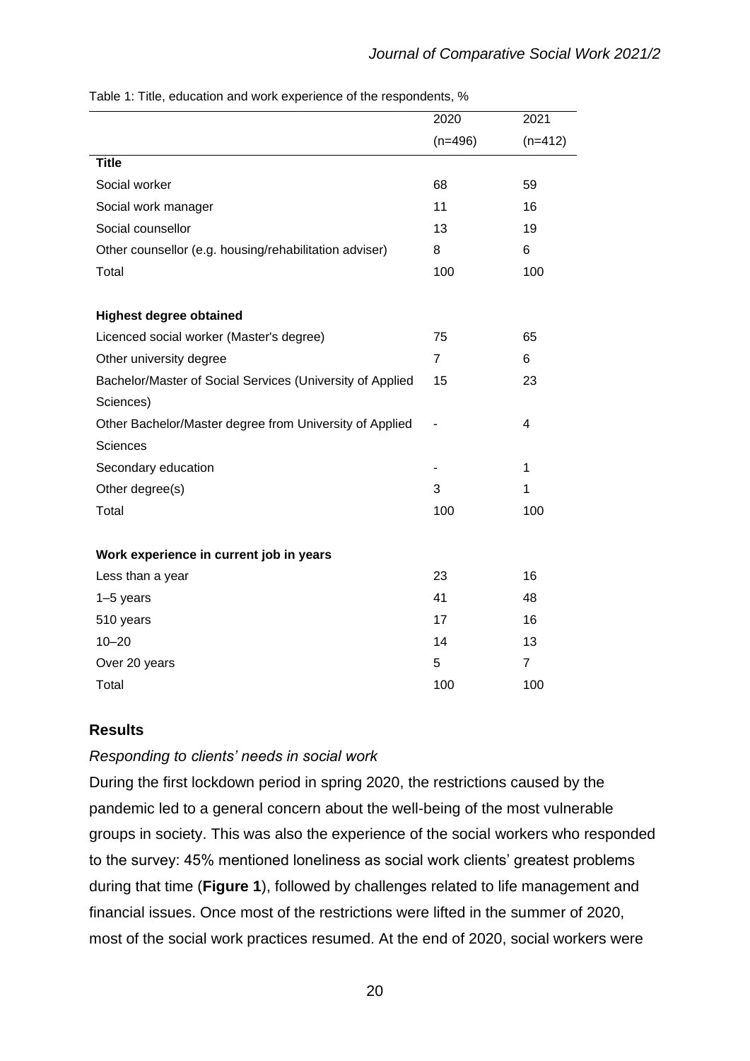Table 1: Title, education and work experience of the respondents, %

| | 2020 (n=496) | 2021 (n=412) |
|---|---|---|
| **Title** | | |
| Social worker | 68 | 59 |
| Social work manager | 11 | 16 |
| Social counsellor | 13 | 19 |
| Other counsellor (e.g. housing/rehabilitation adviser) | 8 | 6 |
| Total | 100 | 100 |
| | | |
| **Highest degree obtained** | | |
| Licenced social worker (Master's degree) | 75 | 65 |
| Other university degree | 7 | 6 |
| Bachelor/Master of Social Services (University of Applied Sciences) | 15 | 23 |
| Other Bachelor/Master degree from University of Applied Sciences | - | 4 |
| Secondary education | - | 1 |
| Other degree(s) | 3 | 1 |
| Total | 100 | 100 |
| | | |
| **Work experience in current job in years** | | |
| Less than a year | 23 | 16 |
| 1–5 years | 41 | 48 |
| 510 years | 17 | 16 |
| 10–20 | 14 | 13 |
| Over 20 years | 5 | 7 |
| Total | 100 | 100 |

## Results

*Responding to clients' needs in social work*

During the first lockdown period in spring 2020, the restrictions caused by the pandemic led to a general concern about the well-being of the most vulnerable groups in society. This was also the experience of the social workers who responded to the survey: 45% mentioned loneliness as social work clients' greatest problems during that time (**Figure 1**), followed by challenges related to life management and financial issues. Once most of the restrictions were lifted in the summer of 2020, most of the social work practices resumed. At the end of 2020, social workers were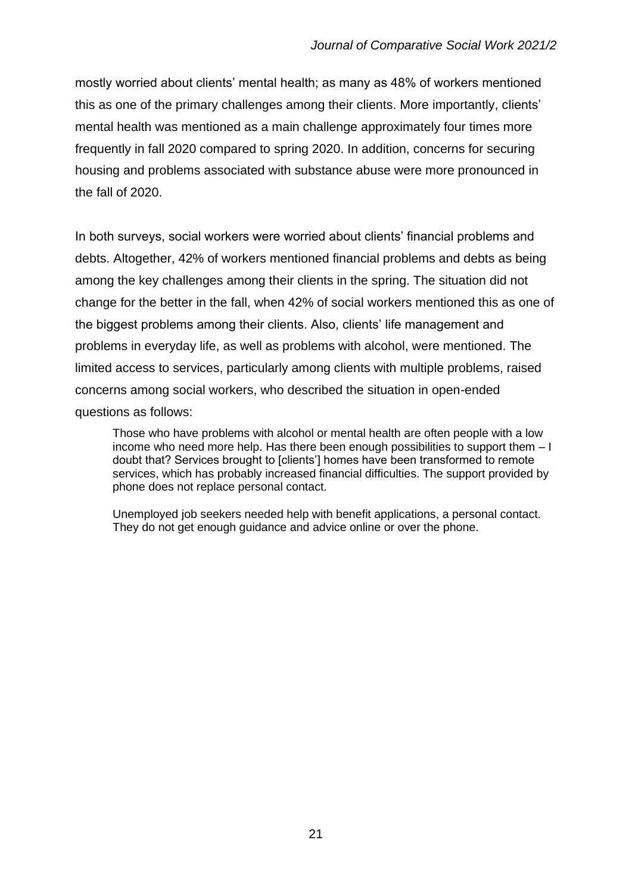mostly worried about clients' mental health; as many as 48% of workers mentioned this as one of the primary challenges among their clients. More importantly, clients' mental health was mentioned as a main challenge approximately four times more frequently in fall 2020 compared to spring 2020. In addition, concerns for securing housing and problems associated with substance abuse were more pronounced in the fall of 2020.

In both surveys, social workers were worried about clients' financial problems and debts. Altogether, 42% of workers mentioned financial problems and debts as being among the key challenges among their clients in the spring. The situation did not change for the better in the fall, when 42% of social workers mentioned this as one of the biggest problems among their clients. Also, clients' life management and problems in everyday life, as well as problems with alcohol, were mentioned. The limited access to services, particularly among clients with multiple problems, raised concerns among social workers, who described the situation in open-ended questions as follows:

> Those who have problems with alcohol or mental health are often people with a low income who need more help. Has there been enough possibilities to support them – I doubt that? Services brought to [clients'] homes have been transformed to remote services, which has probably increased financial difficulties. The support provided by phone does not replace personal contact.
>
> Unemployed job seekers needed help with benefit applications, a personal contact. They do not get enough guidance and advice online or over the phone.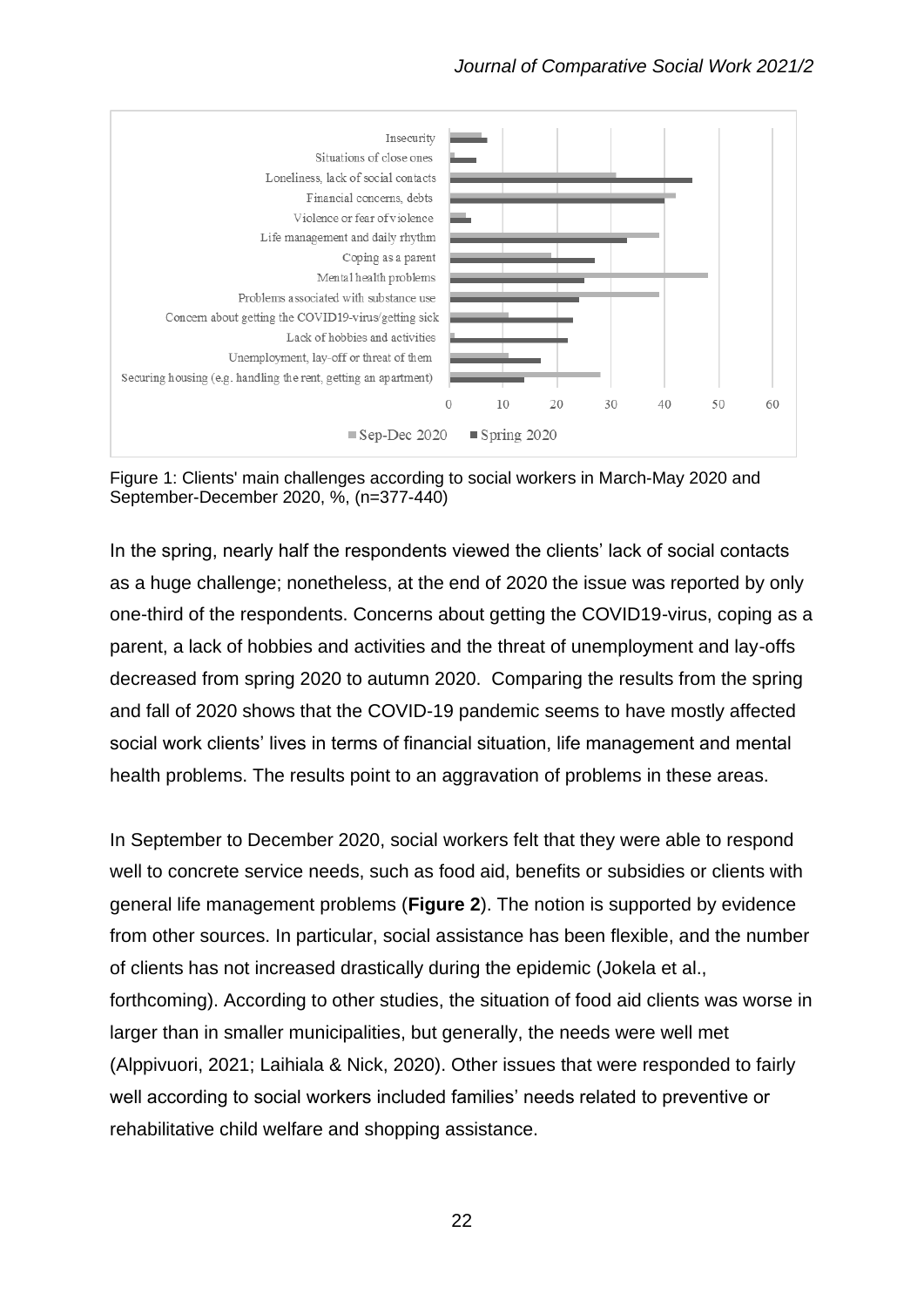Figure 1: Clients' main challenges according to social workers in March-May 2020 and September-December 2020, %, (n=377-440)

In the spring, nearly half the respondents viewed the clients' lack of social contacts as a huge challenge; nonetheless, at the end of 2020 the issue was reported by only one-third of the respondents. Concerns about getting the COVID19-virus, coping as a parent, a lack of hobbies and activities and the threat of unemployment and lay-offs decreased from spring 2020 to autumn 2020. Comparing the results from the spring and fall of 2020 shows that the COVID-19 pandemic seems to have mostly affected social work clients' lives in terms of financial situation, life management and mental health problems. The results point to an aggravation of problems in these areas.

In September to December 2020, social workers felt that they were able to respond well to concrete service needs, such as food aid, benefits or subsidies or clients with general life management problems (**Figure 2**). The notion is supported by evidence from other sources. In particular, social assistance has been flexible, and the number of clients has not increased drastically during the epidemic (Jokela et al., forthcoming). According to other studies, the situation of food aid clients was worse in larger than in smaller municipalities, but generally, the needs were well met (Alppivuori, 2021; Laihiala & Nick, 2020). Other issues that were responded to fairly well according to social workers included families' needs related to preventive or rehabilitative child welfare and shopping assistance.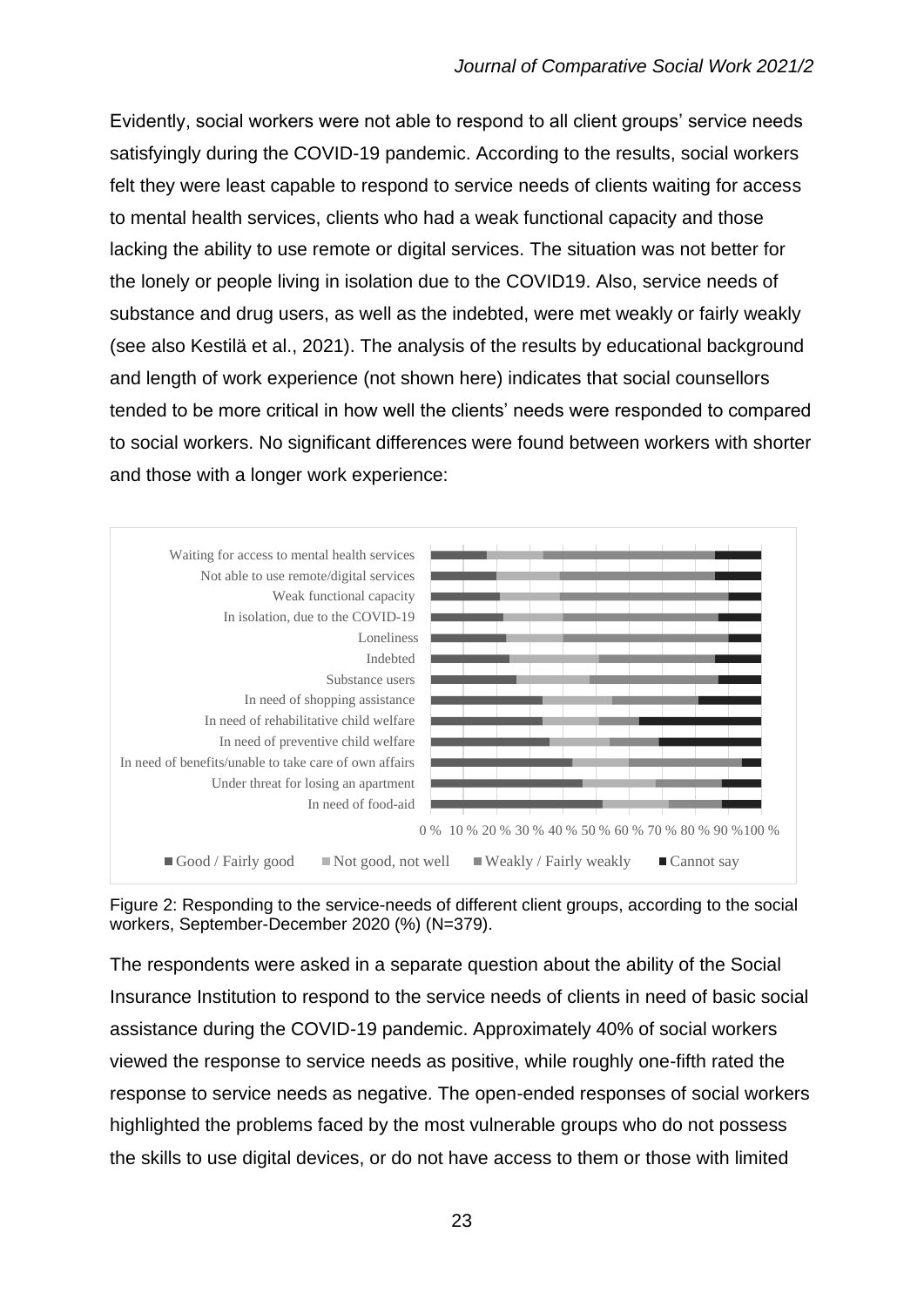Evidently, social workers were not able to respond to all client groups' service needs satisfyingly during the COVID-19 pandemic. According to the results, social workers felt they were least capable to respond to service needs of clients waiting for access to mental health services, clients who had a weak functional capacity and those lacking the ability to use remote or digital services. The situation was not better for the lonely or people living in isolation due to the COVID19. Also, service needs of substance and drug users, as well as the indebted, were met weakly or fairly weakly (see also Kestilä et al., 2021). The analysis of the results by educational background and length of work experience (not shown here) indicates that social counsellors tended to be more critical in how well the clients' needs were responded to compared to social workers. No significant differences were found between workers with shorter and those with a longer work experience:

Figure 2: Responding to the service-needs of different client groups, according to the social workers, September-December 2020 (%) (N=379).

The respondents were asked in a separate question about the ability of the Social Insurance Institution to respond to the service needs of clients in need of basic social assistance during the COVID-19 pandemic. Approximately 40% of social workers viewed the response to service needs as positive, while roughly one-fifth rated the response to service needs as negative. The open-ended responses of social workers highlighted the problems faced by the most vulnerable groups who do not possess the skills to use digital devices, or do not have access to them or those with limited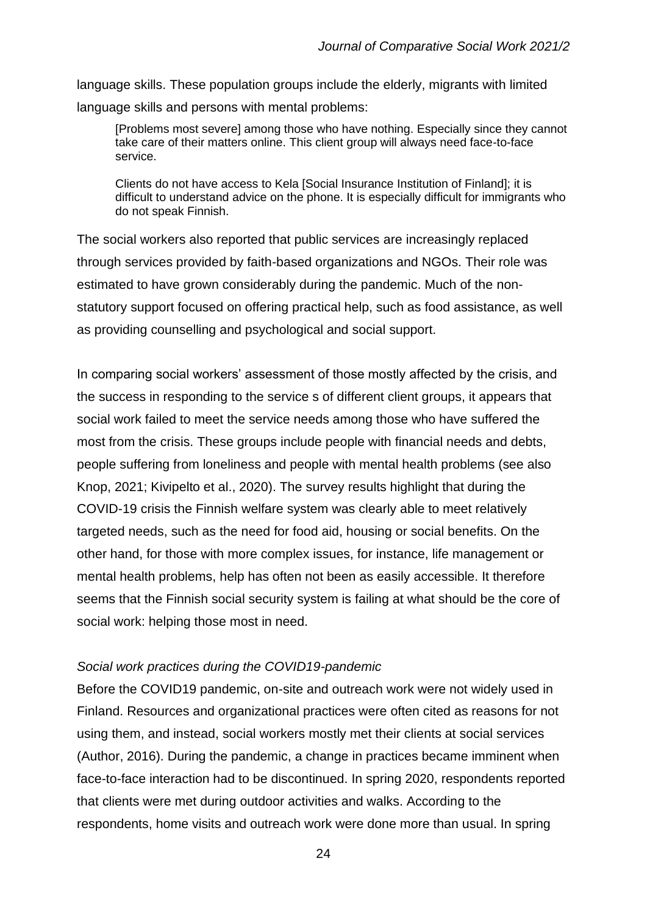language skills. These population groups include the elderly, migrants with limited language skills and persons with mental problems:

> [Problems most severe] among those who have nothing. Especially since they cannot take care of their matters online. This client group will always need face-to-face service.

> Clients do not have access to Kela [Social Insurance Institution of Finland]; it is difficult to understand advice on the phone. It is especially difficult for immigrants who do not speak Finnish.

The social workers also reported that public services are increasingly replaced through services provided by faith-based organizations and NGOs. Their role was estimated to have grown considerably during the pandemic. Much of the non-statutory support focused on offering practical help, such as food assistance, as well as providing counselling and psychological and social support.

In comparing social workers' assessment of those mostly affected by the crisis, and the success in responding to the service s of different client groups, it appears that social work failed to meet the service needs among those who have suffered the most from the crisis. These groups include people with financial needs and debts, people suffering from loneliness and people with mental health problems (see also Knop, 2021; Kivipelto et al., 2020). The survey results highlight that during the COVID-19 crisis the Finnish welfare system was clearly able to meet relatively targeted needs, such as the need for food aid, housing or social benefits. On the other hand, for those with more complex issues, for instance, life management or mental health problems, help has often not been as easily accessible. It therefore seems that the Finnish social security system is failing at what should be the core of social work: helping those most in need.

*Social work practices during the COVID19-pandemic*

Before the COVID19 pandemic, on-site and outreach work were not widely used in Finland. Resources and organizational practices were often cited as reasons for not using them, and instead, social workers mostly met their clients at social services (Author, 2016). During the pandemic, a change in practices became imminent when face-to-face interaction had to be discontinued. In spring 2020, respondents reported that clients were met during outdoor activities and walks. According to the respondents, home visits and outreach work were done more than usual. In spring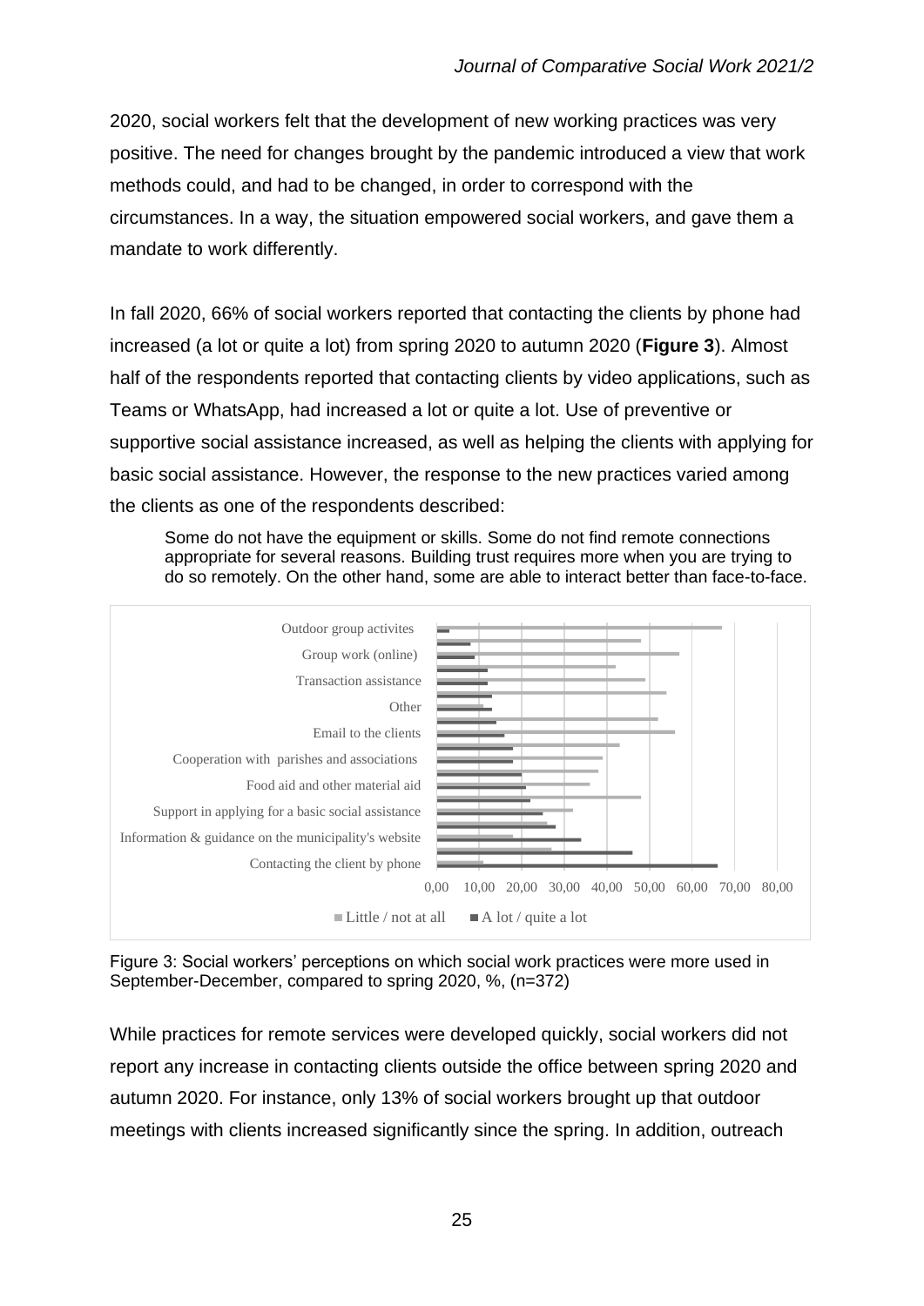2020, social workers felt that the development of new working practices was very positive. The need for changes brought by the pandemic introduced a view that work methods could, and had to be changed, in order to correspond with the circumstances. In a way, the situation empowered social workers, and gave them a mandate to work differently.

In fall 2020, 66% of social workers reported that contacting the clients by phone had increased (a lot or quite a lot) from spring 2020 to autumn 2020 (**Figure 3**). Almost half of the respondents reported that contacting clients by video applications, such as Teams or WhatsApp, had increased a lot or quite a lot. Use of preventive or supportive social assistance increased, as well as helping the clients with applying for basic social assistance. However, the response to the new practices varied among the clients as one of the respondents described:

> Some do not have the equipment or skills. Some do not find remote connections appropriate for several reasons. Building trust requires more when you are trying to do so remotely. On the other hand, some are able to interact better than face-to-face.

Figure 3: Social workers' perceptions on which social work practices were more used in September-December, compared to spring 2020, %, (n=372)

While practices for remote services were developed quickly, social workers did not report any increase in contacting clients outside the office between spring 2020 and autumn 2020. For instance, only 13% of social workers brought up that outdoor meetings with clients increased significantly since the spring. In addition, outreach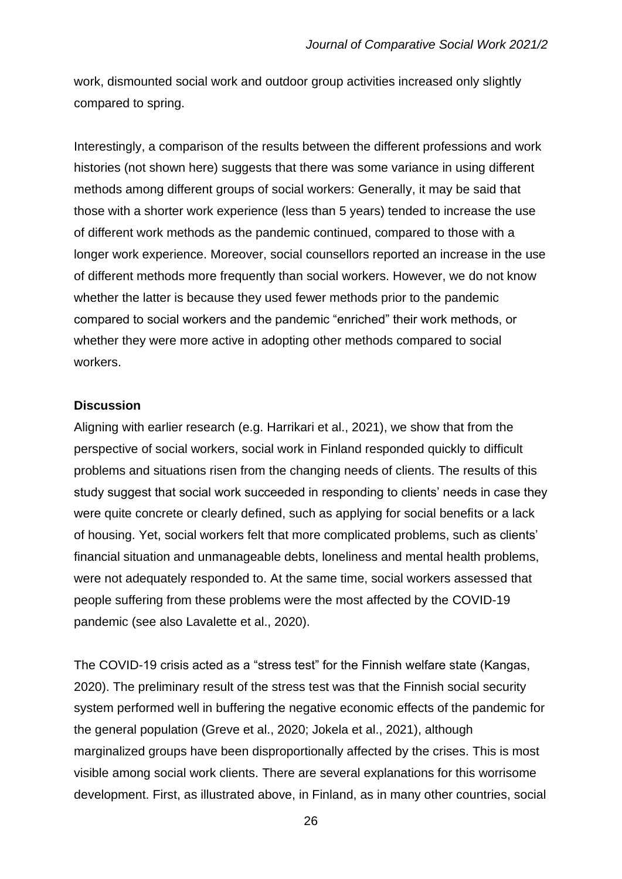work, dismounted social work and outdoor group activities increased only slightly compared to spring.

Interestingly, a comparison of the results between the different professions and work histories (not shown here) suggests that there was some variance in using different methods among different groups of social workers: Generally, it may be said that those with a shorter work experience (less than 5 years) tended to increase the use of different work methods as the pandemic continued, compared to those with a longer work experience. Moreover, social counsellors reported an increase in the use of different methods more frequently than social workers. However, we do not know whether the latter is because they used fewer methods prior to the pandemic compared to social workers and the pandemic "enriched" their work methods, or whether they were more active in adopting other methods compared to social workers.

**Discussion**

Aligning with earlier research (e.g. Harrikari et al., 2021), we show that from the perspective of social workers, social work in Finland responded quickly to difficult problems and situations risen from the changing needs of clients. The results of this study suggest that social work succeeded in responding to clients' needs in case they were quite concrete or clearly defined, such as applying for social benefits or a lack of housing. Yet, social workers felt that more complicated problems, such as clients' financial situation and unmanageable debts, loneliness and mental health problems, were not adequately responded to. At the same time, social workers assessed that people suffering from these problems were the most affected by the COVID-19 pandemic (see also Lavalette et al., 2020).

The COVID-19 crisis acted as a "stress test" for the Finnish welfare state (Kangas, 2020). The preliminary result of the stress test was that the Finnish social security system performed well in buffering the negative economic effects of the pandemic for the general population (Greve et al., 2020; Jokela et al., 2021), although marginalized groups have been disproportionally affected by the crises. This is most visible among social work clients. There are several explanations for this worrisome development. First, as illustrated above, in Finland, as in many other countries, social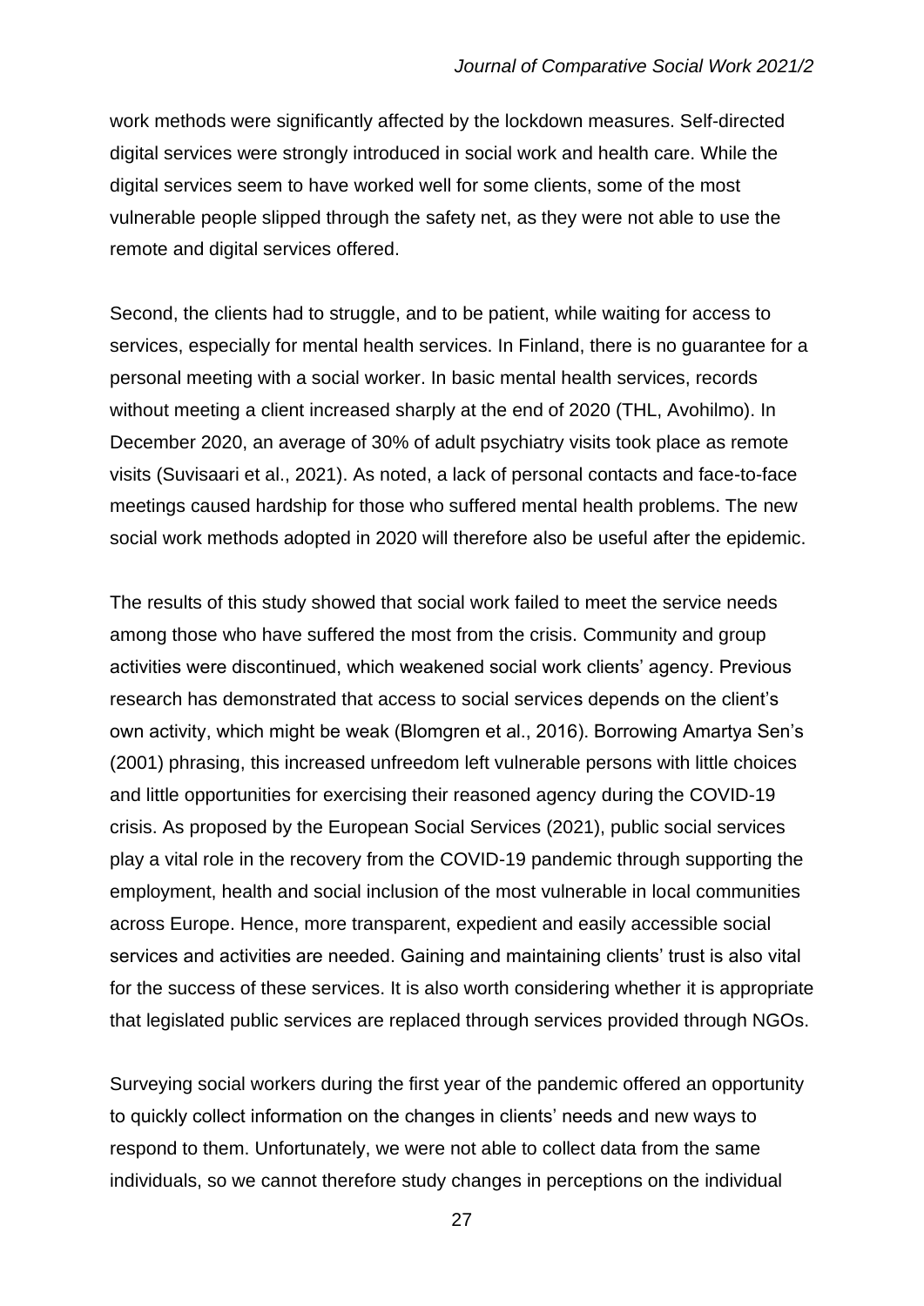work methods were significantly affected by the lockdown measures. Self-directed digital services were strongly introduced in social work and health care. While the digital services seem to have worked well for some clients, some of the most vulnerable people slipped through the safety net, as they were not able to use the remote and digital services offered.

Second, the clients had to struggle, and to be patient, while waiting for access to services, especially for mental health services. In Finland, there is no guarantee for a personal meeting with a social worker. In basic mental health services, records without meeting a client increased sharply at the end of 2020 (THL, Avohilmo). In December 2020, an average of 30% of adult psychiatry visits took place as remote visits (Suvisaari et al., 2021). As noted, a lack of personal contacts and face-to-face meetings caused hardship for those who suffered mental health problems. The new social work methods adopted in 2020 will therefore also be useful after the epidemic.

The results of this study showed that social work failed to meet the service needs among those who have suffered the most from the crisis. Community and group activities were discontinued, which weakened social work clients' agency. Previous research has demonstrated that access to social services depends on the client's own activity, which might be weak (Blomgren et al., 2016). Borrowing Amartya Sen's (2001) phrasing, this increased unfreedom left vulnerable persons with little choices and little opportunities for exercising their reasoned agency during the COVID-19 crisis. As proposed by the European Social Services (2021), public social services play a vital role in the recovery from the COVID-19 pandemic through supporting the employment, health and social inclusion of the most vulnerable in local communities across Europe. Hence, more transparent, expedient and easily accessible social services and activities are needed. Gaining and maintaining clients' trust is also vital for the success of these services. It is also worth considering whether it is appropriate that legislated public services are replaced through services provided through NGOs.

Surveying social workers during the first year of the pandemic offered an opportunity to quickly collect information on the changes in clients' needs and new ways to respond to them. Unfortunately, we were not able to collect data from the same individuals, so we cannot therefore study changes in perceptions on the individual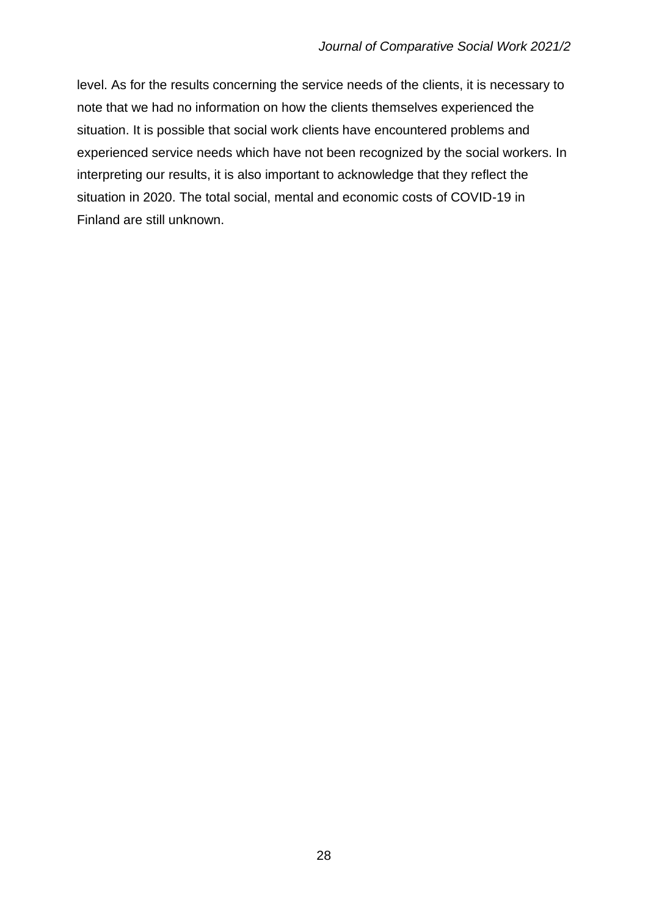level. As for the results concerning the service needs of the clients, it is necessary to note that we had no information on how the clients themselves experienced the situation. It is possible that social work clients have encountered problems and experienced service needs which have not been recognized by the social workers. In interpreting our results, it is also important to acknowledge that they reflect the situation in 2020. The total social, mental and economic costs of COVID-19 in Finland are still unknown.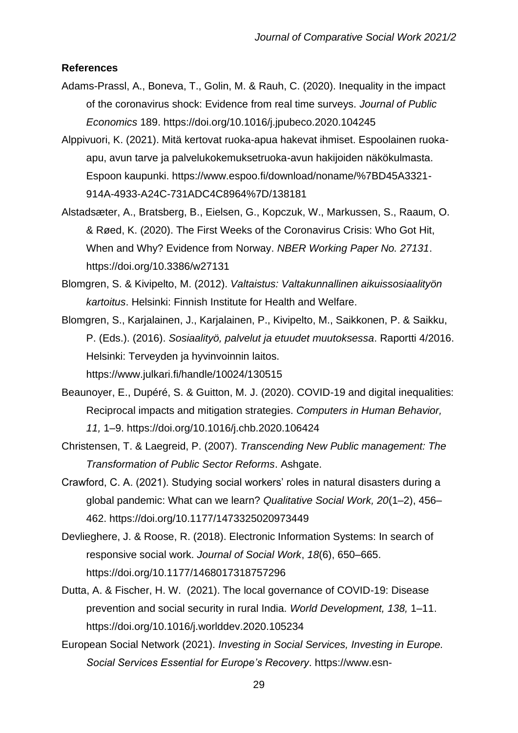**References**

Adams-Prassl, A., Boneva, T., Golin, M. & Rauh, C. (2020). Inequality in the impact of the coronavirus shock: Evidence from real time surveys. *Journal of Public Economics* 189. https://doi.org/10.1016/j.jpubeco.2020.104245

Alppivuori, K. (2021). Mitä kertovat ruoka-apua hakevat ihmiset. Espoolainen ruoka-apu, avun tarve ja palvelukokemuksetruoka-avun hakijoiden näkökulmasta. Espoon kaupunki. https://www.espoo.fi/download/noname/%7BD45A3321-914A-4933-A24C-731ADC4C8964%7D/138181

Alstadsæter, A., Bratsberg, B., Eielsen, G., Kopczuk, W., Markussen, S., Raaum, O. & Røed, K. (2020). The First Weeks of the Coronavirus Crisis: Who Got Hit, When and Why? Evidence from Norway. *NBER Working Paper No. 27131*. https://doi.org/10.3386/w27131

Blomgren, S. & Kivipelto, M. (2012). *Valtaistus: Valtakunnallinen aikuissosiaalityön kartoitus*. Helsinki: Finnish Institute for Health and Welfare.

Blomgren, S., Karjalainen, J., Karjalainen, P., Kivipelto, M., Saikkonen, P. & Saikku, P. (Eds.). (2016). *Sosiaalityö, palvelut ja etuudet muutoksessa*. Raportti 4/2016. Helsinki: Terveyden ja hyvinvoinnin laitos. https://www.julkari.fi/handle/10024/130515

Beaunoyer, E., Dupéré, S. & Guitton, M. J. (2020). COVID-19 and digital inequalities: Reciprocal impacts and mitigation strategies. *Computers in Human Behavior, 11,* 1–9. https://doi.org/10.1016/j.chb.2020.106424

Christensen, T. & Laegreid, P. (2007). *Transcending New Public management: The Transformation of Public Sector Reforms*. Ashgate.

Crawford, C. A. (2021). Studying social workers' roles in natural disasters during a global pandemic: What can we learn? *Qualitative Social Work, 20*(1–2), 456–462. https://doi.org/10.1177/1473325020973449

Devlieghere, J. & Roose, R. (2018). Electronic Information Systems: In search of responsive social work. *Journal of Social Work*, *18*(6), 650–665. https://doi.org/10.1177/1468017318757296

Dutta, A. & Fischer, H. W. (2021). The local governance of COVID-19: Disease prevention and social security in rural India. *World Development, 138,* 1–11. https://doi.org/10.1016/j.worlddev.2020.105234

European Social Network (2021). *Investing in Social Services, Investing in Europe. Social Services Essential for Europe's Recovery*. https://www.esn-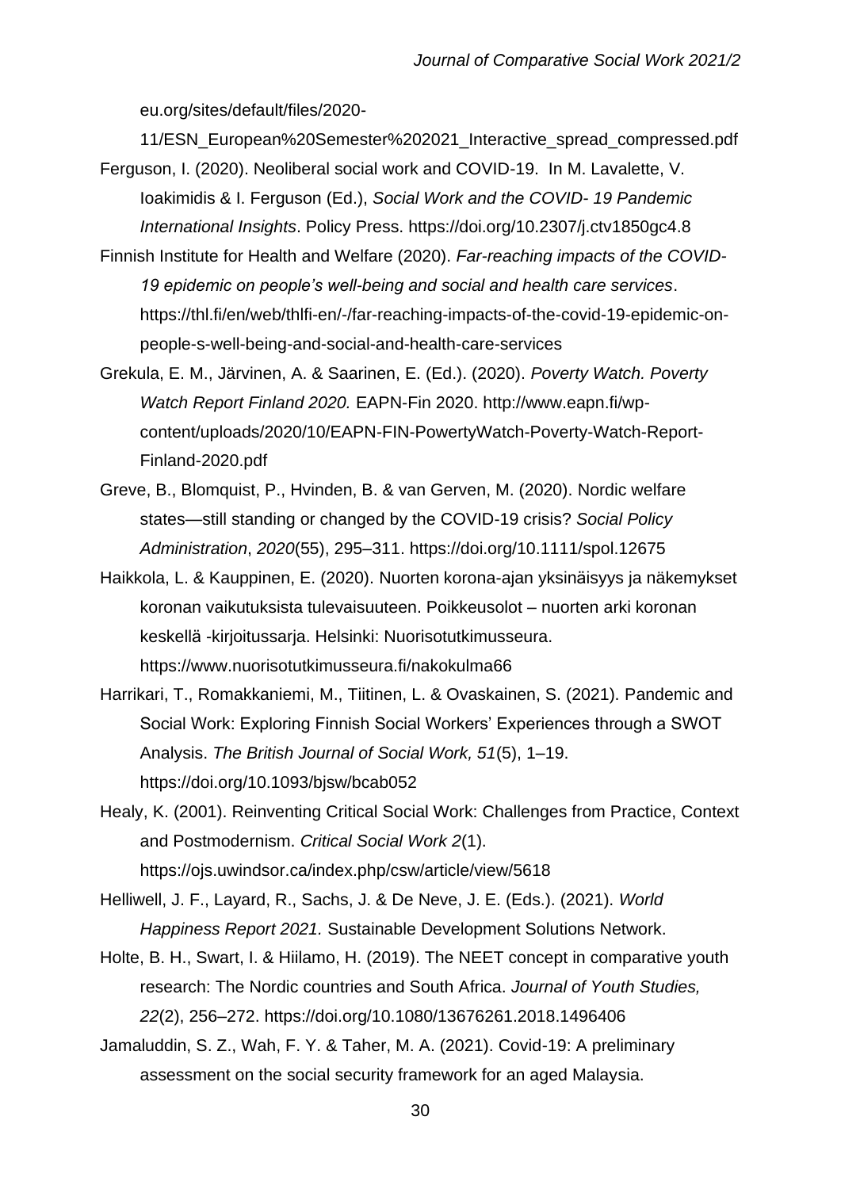eu.org/sites/default/files/2020-11/ESN_European%20Semester%202021_Interactive_spread_compressed.pdf

Ferguson, I. (2020). Neoliberal social work and COVID-19. In M. Lavalette, V. Ioakimidis & I. Ferguson (Ed.), *Social Work and the COVID- 19 Pandemic International Insights*. Policy Press. https://doi.org/10.2307/j.ctv1850gc4.8

Finnish Institute for Health and Welfare (2020). *Far-reaching impacts of the COVID-19 epidemic on people's well-being and social and health care services*. https://thl.fi/en/web/thlfi-en/-/far-reaching-impacts-of-the-covid-19-epidemic-on-people-s-well-being-and-social-and-health-care-services

Grekula, E. M., Järvinen, A. & Saarinen, E. (Ed.). (2020). *Poverty Watch. Poverty Watch Report Finland 2020.* EAPN-Fin 2020. http://www.eapn.fi/wp-content/uploads/2020/10/EAPN-FIN-PowertyWatch-Poverty-Watch-Report-Finland-2020.pdf

Greve, B., Blomquist, P., Hvinden, B. & van Gerven, M. (2020). Nordic welfare states—still standing or changed by the COVID-19 crisis? *Social Policy Administration*, *2020*(55), 295–311. https://doi.org/10.1111/spol.12675

Haikkola, L. & Kauppinen, E. (2020). Nuorten korona-ajan yksinäisyys ja näkemykset koronan vaikutuksista tulevaisuuteen. Poikkeusolot – nuorten arki koronan keskellä -kirjoitussarja. Helsinki: Nuorisotutkimusseura. https://www.nuorisotutkimusseura.fi/nakokulma66

Harrikari, T., Romakkaniemi, M., Tiitinen, L. & Ovaskainen, S. (2021). Pandemic and Social Work: Exploring Finnish Social Workers' Experiences through a SWOT Analysis. *The British Journal of Social Work, 51*(5), 1–19. https://doi.org/10.1093/bjsw/bcab052

Healy, K. (2001). Reinventing Critical Social Work: Challenges from Practice, Context and Postmodernism. *Critical Social Work 2*(1). https://ojs.uwindsor.ca/index.php/csw/article/view/5618

Helliwell, J. F., Layard, R., Sachs, J. & De Neve, J. E. (Eds.). (2021). *World Happiness Report 2021.* Sustainable Development Solutions Network.

Holte, B. H., Swart, I. & Hiilamo, H. (2019). The NEET concept in comparative youth research: The Nordic countries and South Africa. *Journal of Youth Studies, 22*(2), 256–272. https://doi.org/10.1080/13676261.2018.1496406

Jamaluddin, S. Z., Wah, F. Y. & Taher, M. A. (2021). Covid-19: A preliminary assessment on the social security framework for an aged Malaysia.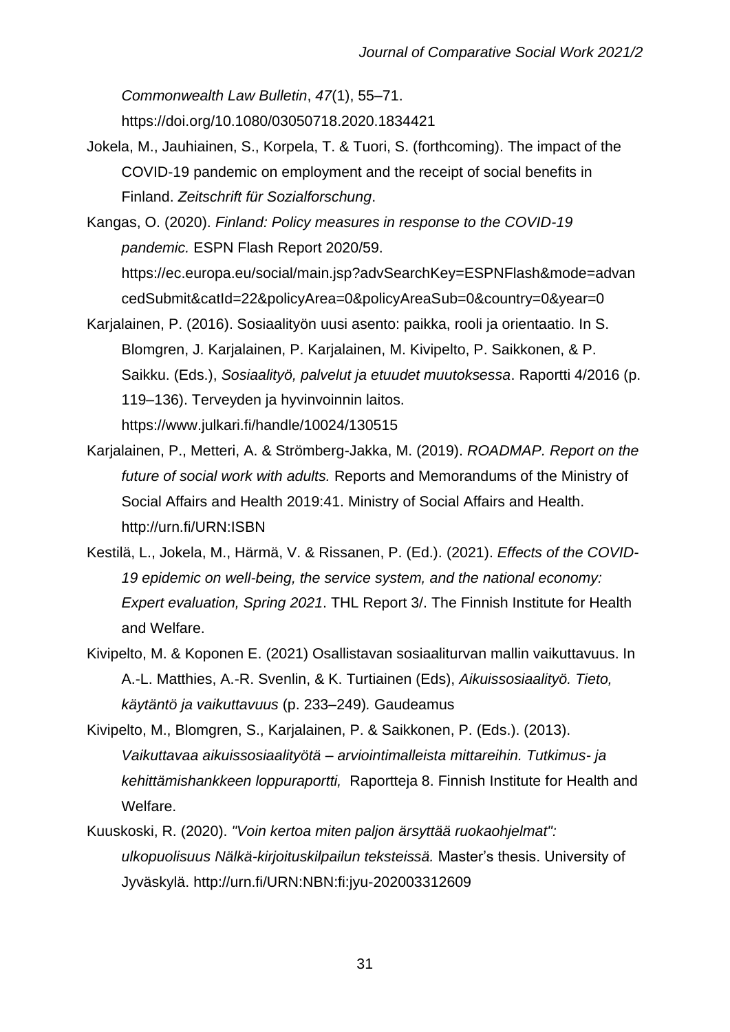*Commonwealth Law Bulletin*, *47*(1), 55–71. https://doi.org/10.1080/03050718.2020.1834421

Jokela, M., Jauhiainen, S., Korpela, T. & Tuori, S. (forthcoming). The impact of the COVID-19 pandemic on employment and the receipt of social benefits in Finland. *Zeitschrift für Sozialforschung*.

Kangas, O. (2020). *Finland: Policy measures in response to the COVID-19 pandemic.* ESPN Flash Report 2020/59. https://ec.europa.eu/social/main.jsp?advSearchKey=ESPNFlash&mode=advancedSubmit&catId=22&policyArea=0&policyAreaSub=0&country=0&year=0

Karjalainen, P. (2016). Sosiaalityön uusi asento: paikka, rooli ja orientaatio. In S. Blomgren, J. Karjalainen, P. Karjalainen, M. Kivipelto, P. Saikkonen, & P. Saikku. (Eds.), *Sosiaalityö, palvelut ja etuudet muutoksessa*. Raportti 4/2016 (p. 119–136). Terveyden ja hyvinvoinnin laitos. https://www.julkari.fi/handle/10024/130515

Karjalainen, P., Metteri, A. & Strömberg-Jakka, M. (2019). *ROADMAP. Report on the future of social work with adults.* Reports and Memorandums of the Ministry of Social Affairs and Health 2019:41. Ministry of Social Affairs and Health. http://urn.fi/URN:ISBN

Kestilä, L., Jokela, M., Härmä, V. & Rissanen, P. (Ed.). (2021). *Effects of the COVID-19 epidemic on well-being, the service system, and the national economy: Expert evaluation, Spring 2021*. THL Report 3/. The Finnish Institute for Health and Welfare.

Kivipelto, M. & Koponen E. (2021) Osallistavan sosiaaliturvan mallin vaikuttavuus. In A.-L. Matthies, A.-R. Svenlin, & K. Turtiainen (Eds), *Aikuissosiaalityö. Tieto, käytäntö ja vaikuttavuus* (p. 233–249)*.* Gaudeamus

Kivipelto, M., Blomgren, S., Karjalainen, P. & Saikkonen, P. (Eds.). (2013). *Vaikuttavaa aikuissosiaalityötä – arviointimalleista mittareihin. Tutkimus- ja kehittämishankkeen loppuraportti,* Raportteja 8. Finnish Institute for Health and Welfare.

Kuuskoski, R. (2020). *"Voin kertoa miten paljon ärsyttää ruokaohjelmat": ulkopuolisuus Nälkä-kirjoituskilpailun teksteissä.* Master's thesis. University of Jyväskylä. http://urn.fi/URN:NBN:fi:jyu-202003312609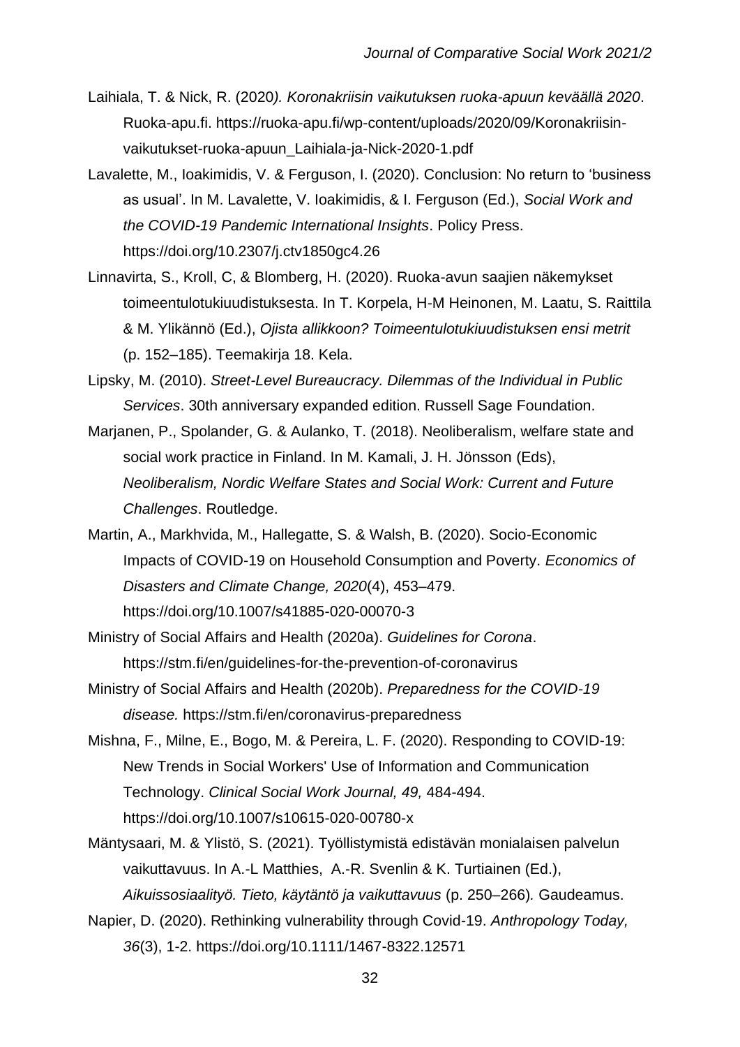Laihiala, T. & Nick, R. (2020*). Koronakriisin vaikutuksen ruoka-apuun keväällä 2020*. Ruoka-apu.fi. https://ruoka-apu.fi/wp-content/uploads/2020/09/Koronakriisin-vaikutukset-ruoka-apuun_Laihiala-ja-Nick-2020-1.pdf

Lavalette, M., Ioakimidis, V. & Ferguson, I. (2020). Conclusion: No return to 'business as usual'. In M. Lavalette, V. Ioakimidis, & I. Ferguson (Ed.), *Social Work and the COVID-19 Pandemic International Insights*. Policy Press. https://doi.org/10.2307/j.ctv1850gc4.26

Linnavirta, S., Kroll, C, & Blomberg, H. (2020). Ruoka-avun saajien näkemykset toimeentulotukiuudistuksesta. In T. Korpela, H-M Heinonen, M. Laatu, S. Raittila & M. Ylikännö (Ed.), *Ojista allikkoon? Toimeentulotukiuudistuksen ensi metrit* (p. 152–185). Teemakirja 18. Kela.

Lipsky, M. (2010). *Street-Level Bureaucracy. Dilemmas of the Individual in Public Services*. 30th anniversary expanded edition. Russell Sage Foundation.

Marjanen, P., Spolander, G. & Aulanko, T. (2018). Neoliberalism, welfare state and social work practice in Finland. In M. Kamali, J. H. Jönsson (Eds), *Neoliberalism, Nordic Welfare States and Social Work: Current and Future Challenges*. Routledge.

Martin, A., Markhvida, M., Hallegatte, S. & Walsh, B. (2020). Socio-Economic Impacts of COVID-19 on Household Consumption and Poverty. *Economics of Disasters and Climate Change, 2020*(4), 453–479. https://doi.org/10.1007/s41885-020-00070-3

Ministry of Social Affairs and Health (2020a). *Guidelines for Corona*. https://stm.fi/en/guidelines-for-the-prevention-of-coronavirus

Ministry of Social Affairs and Health (2020b). *Preparedness for the COVID-19 disease.* https://stm.fi/en/coronavirus-preparedness

Mishna, F., Milne, E., Bogo, M. & Pereira, L. F. (2020). Responding to COVID-19: New Trends in Social Workers' Use of Information and Communication Technology. *Clinical Social Work Journal, 49,* 484-494. https://doi.org/10.1007/s10615-020-00780-x

Mäntysaari, M. & Ylistö, S. (2021). Työllistymistä edistävän monialaisen palvelun vaikuttavuus. In A.-L Matthies, A.-R. Svenlin & K. Turtiainen (Ed.), *Aikuissosiaalityö. Tieto, käytäntö ja vaikuttavuus* (p. 250–266)*.* Gaudeamus.

Napier, D. (2020). Rethinking vulnerability through Covid-19. *Anthropology Today, 36*(3), 1-2. https://doi.org/10.1111/1467-8322.12571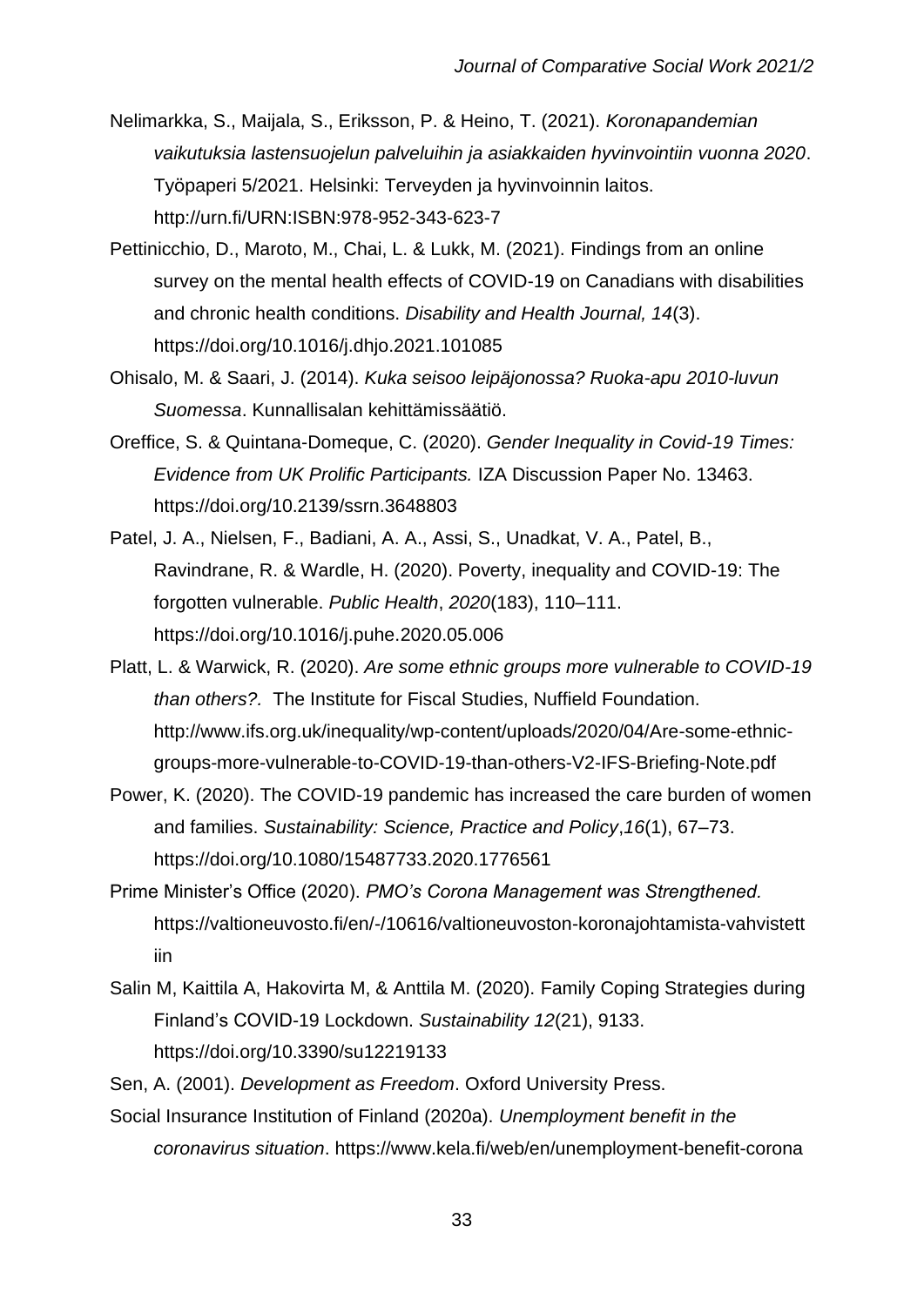Nelimarkka, S., Maijala, S., Eriksson, P. & Heino, T. (2021). *Koronapandemian vaikutuksia lastensuojelun palveluihin ja asiakkaiden hyvinvointiin vuonna 2020*. Työpaperi 5/2021. Helsinki: Terveyden ja hyvinvoinnin laitos. http://urn.fi/URN:ISBN:978-952-343-623-7

Pettinicchio, D., Maroto, M., Chai, L. & Lukk, M. (2021). Findings from an online survey on the mental health effects of COVID-19 on Canadians with disabilities and chronic health conditions. *Disability and Health Journal, 14*(3). https://doi.org/10.1016/j.dhjo.2021.101085

Ohisalo, M. & Saari, J. (2014). *Kuka seisoo leipäjonossa? Ruoka-apu 2010-luvun Suomessa*. Kunnallisalan kehittämissäätiö.

Oreffice, S. & Quintana-Domeque, C. (2020). *Gender Inequality in Covid-19 Times: Evidence from UK Prolific Participants.* IZA Discussion Paper No. 13463. https://doi.org/10.2139/ssrn.3648803

Patel, J. A., Nielsen, F., Badiani, A. A., Assi, S., Unadkat, V. A., Patel, B., Ravindrane, R. & Wardle, H. (2020). Poverty, inequality and COVID-19: The forgotten vulnerable. *Public Health*, *2020*(183), 110–111. https://doi.org/10.1016/j.puhe.2020.05.006

Platt, L. & Warwick, R. (2020). *Are some ethnic groups more vulnerable to COVID-19 than others?.* The Institute for Fiscal Studies, Nuffield Foundation. http://www.ifs.org.uk/inequality/wp-content/uploads/2020/04/Are-some-ethnic-groups-more-vulnerable-to-COVID-19-than-others-V2-IFS-Briefing-Note.pdf

Power, K. (2020). The COVID-19 pandemic has increased the care burden of women and families. *Sustainability: Science, Practice and Policy*,*16*(1), 67–73. https://doi.org/10.1080/15487733.2020.1776561

Prime Minister's Office (2020). *PMO's Corona Management was Strengthened.* https://valtioneuvosto.fi/en/-/10616/valtioneuvoston-koronajohtamista-vahvistettiin

Salin M, Kaittila A, Hakovirta M, & Anttila M. (2020). Family Coping Strategies during Finland's COVID-19 Lockdown. *Sustainability 12*(21), 9133. https://doi.org/10.3390/su12219133

Sen, A. (2001). *Development as Freedom*. Oxford University Press.

Social Insurance Institution of Finland (2020a). *Unemployment benefit in the coronavirus situation*. https://www.kela.fi/web/en/unemployment-benefit-corona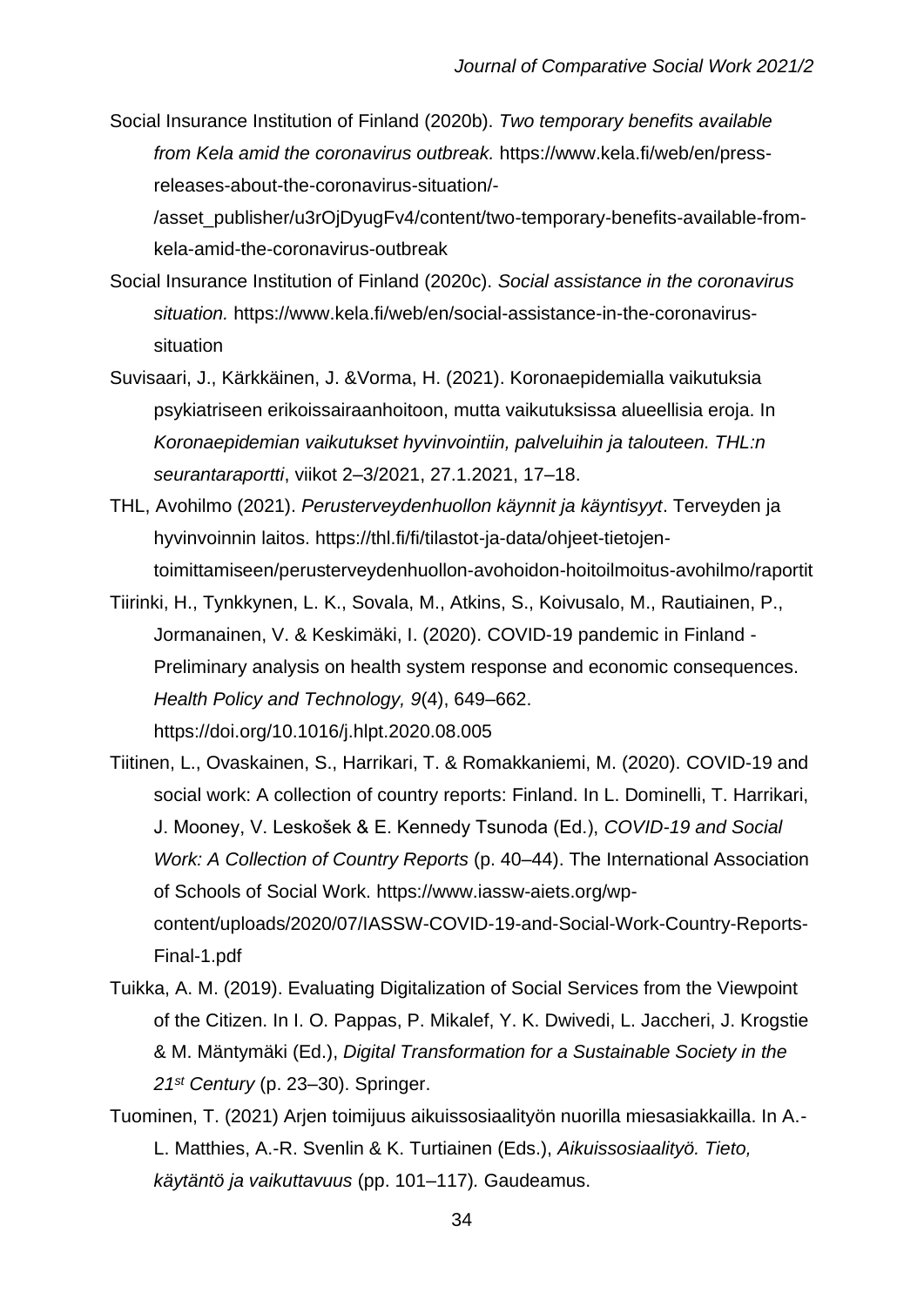Social Insurance Institution of Finland (2020b). *Two temporary benefits available from Kela amid the coronavirus outbreak.* https://www.kela.fi/web/en/press-releases-about-the-coronavirus-situation/-/asset_publisher/u3rOjDyugFv4/content/two-temporary-benefits-available-from-kela-amid-the-coronavirus-outbreak

Social Insurance Institution of Finland (2020c). *Social assistance in the coronavirus situation.* https://www.kela.fi/web/en/social-assistance-in-the-coronavirus-situation

Suvisaari, J., Kärkkäinen, J. &Vorma, H. (2021). Koronaepidemialla vaikutuksia psykiatriseen erikoissairaanhoitoon, mutta vaikutuksissa alueellisia eroja. In *Koronaepidemian vaikutukset hyvinvointiin, palveluihin ja talouteen. THL:n seurantaraportti*, viikot 2–3/2021, 27.1.2021, 17–18.

THL, Avohilmo (2021). *Perusterveydenhuollon käynnit ja käyntisyyt*. Terveyden ja hyvinvoinnin laitos. https://thl.fi/fi/tilastot-ja-data/ohjeet-tietojen-toimittamiseen/perusterveydenhuollon-avohoidon-hoitoilmoitus-avohilmo/raportit

Tiirinki, H., Tynkkynen, L. K., Sovala, M., Atkins, S., Koivusalo, M., Rautiainen, P., Jormanainen, V. & Keskimäki, I. (2020). COVID-19 pandemic in Finland - Preliminary analysis on health system response and economic consequences. *Health Policy and Technology, 9*(4), 649–662. https://doi.org/10.1016/j.hlpt.2020.08.005

Tiitinen, L., Ovaskainen, S., Harrikari, T. & Romakkaniemi, M. (2020). COVID-19 and social work: A collection of country reports: Finland. In L. Dominelli, T. Harrikari, J. Mooney, V. Leskošek & E. Kennedy Tsunoda (Ed.), *COVID-19 and Social Work: A Collection of Country Reports* (p. 40–44). The International Association of Schools of Social Work. https://www.iassw-aiets.org/wp-content/uploads/2020/07/IASSW-COVID-19-and-Social-Work-Country-Reports-Final-1.pdf

Tuikka, A. M. (2019). Evaluating Digitalization of Social Services from the Viewpoint of the Citizen. In I. O. Pappas, P. Mikalef, Y. K. Dwivedi, L. Jaccheri, J. Krogstie & M. Mäntymäki (Ed.), *Digital Transformation for a Sustainable Society in the 21st Century* (p. 23–30). Springer.

Tuominen, T. (2021) Arjen toimijuus aikuissosiaalityön nuorilla miesasiakkailla. In A.-L. Matthies, A.-R. Svenlin & K. Turtiainen (Eds.), *Aikuissosiaalityö. Tieto, käytäntö ja vaikuttavuus* (pp. 101–117)*.* Gaudeamus.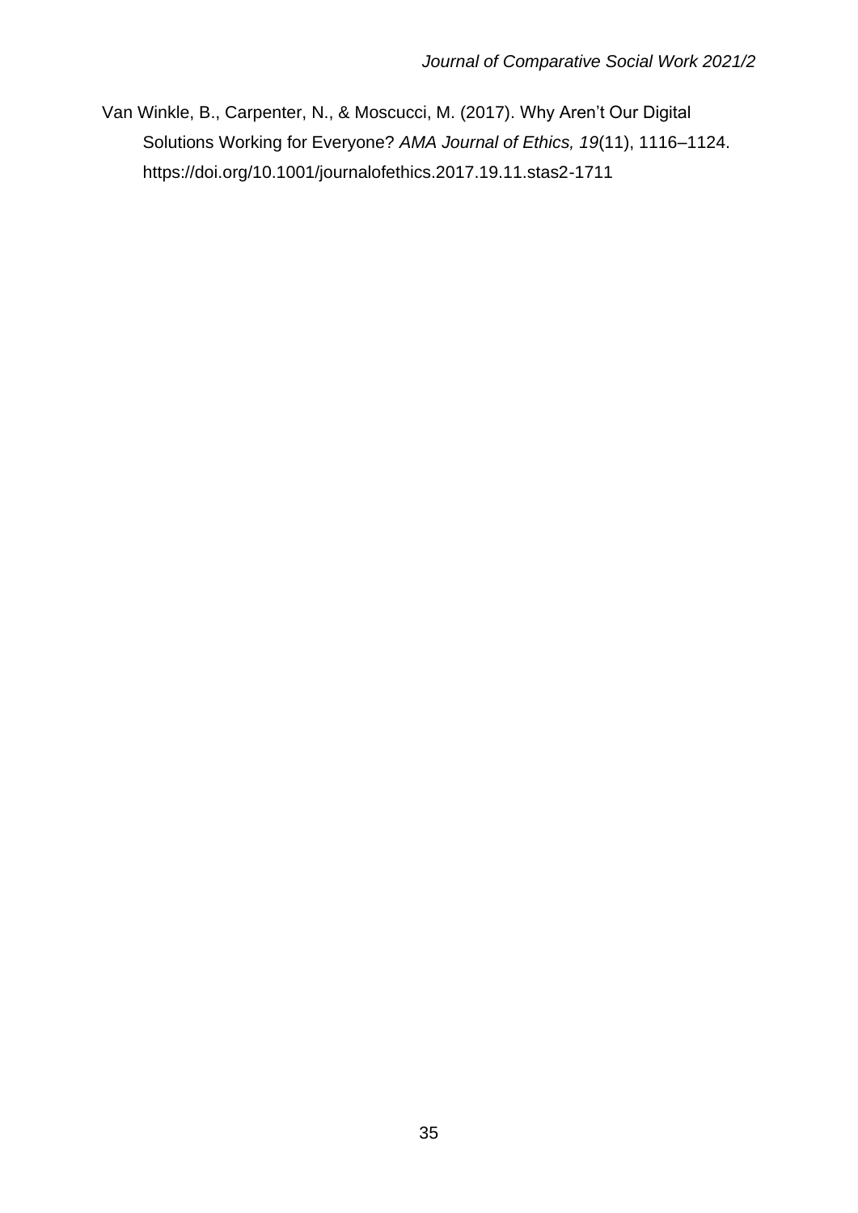Van Winkle, B., Carpenter, N., & Moscucci, M. (2017). Why Aren't Our Digital Solutions Working for Everyone? *AMA Journal of Ethics, 19*(11), 1116–1124. https://doi.org/10.1001/journalofethics.2017.19.11.stas2-1711